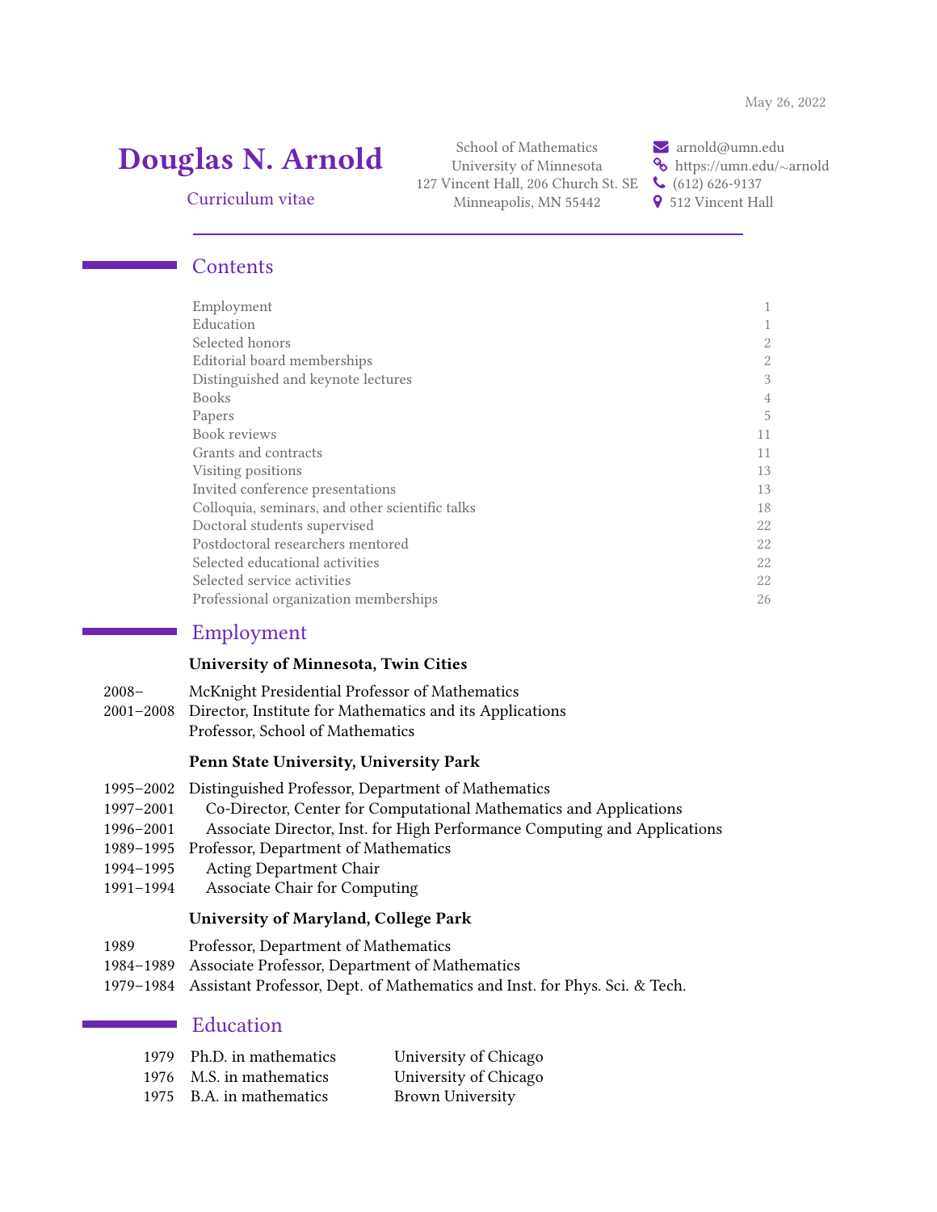May 26, 2022

# Douglas N. Arnold

Curriculum vitae

School of Mathematics
University of Minnesota
127 Vincent Hall, 206 Church St. SE
Minneapolis, MN 55442

arnold@umn.edu
https://umn.edu/~arnold
(612) 626-9137
512 Vincent Hall

## Contents

| | |
|---|---|
| Employment | 1 |
| Education | 1 |
| Selected honors | 2 |
| Editorial board memberships | 2 |
| Distinguished and keynote lectures | 3 |
| Books | 4 |
| Papers | 5 |
| Book reviews | 11 |
| Grants and contracts | 11 |
| Visiting positions | 13 |
| Invited conference presentations | 13 |
| Colloquia, seminars, and other scientific talks | 18 |
| Doctoral students supervised | 22 |
| Postdoctoral researchers mentored | 22 |
| Selected educational activities | 22 |
| Selected service activities | 22 |
| Professional organization memberships | 26 |

## Employment

**University of Minnesota, Twin Cities**

| | |
|---|---|
| 2008– | McKnight Presidential Professor of Mathematics |
| 2001–2008 | Director, Institute for Mathematics and its Applications |
| | Professor, School of Mathematics |

**Penn State University, University Park**

| | |
|---|---|
| 1995–2002 | Distinguished Professor, Department of Mathematics |
| 1997–2001 | Co-Director, Center for Computational Mathematics and Applications |
| 1996–2001 | Associate Director, Inst. for High Performance Computing and Applications |
| 1989–1995 | Professor, Department of Mathematics |
| 1994–1995 | Acting Department Chair |
| 1991–1994 | Associate Chair for Computing |

**University of Maryland, College Park**

| | |
|---|---|
| 1989 | Professor, Department of Mathematics |
| 1984–1989 | Associate Professor, Department of Mathematics |
| 1979–1984 | Assistant Professor, Dept. of Mathematics and Inst. for Phys. Sci. & Tech. |

## Education

| | | |
|---|---|---|
| 1979 | Ph.D. in mathematics | University of Chicago |
| 1976 | M.S. in mathematics | University of Chicago |
| 1975 | B.A. in mathematics | Brown University |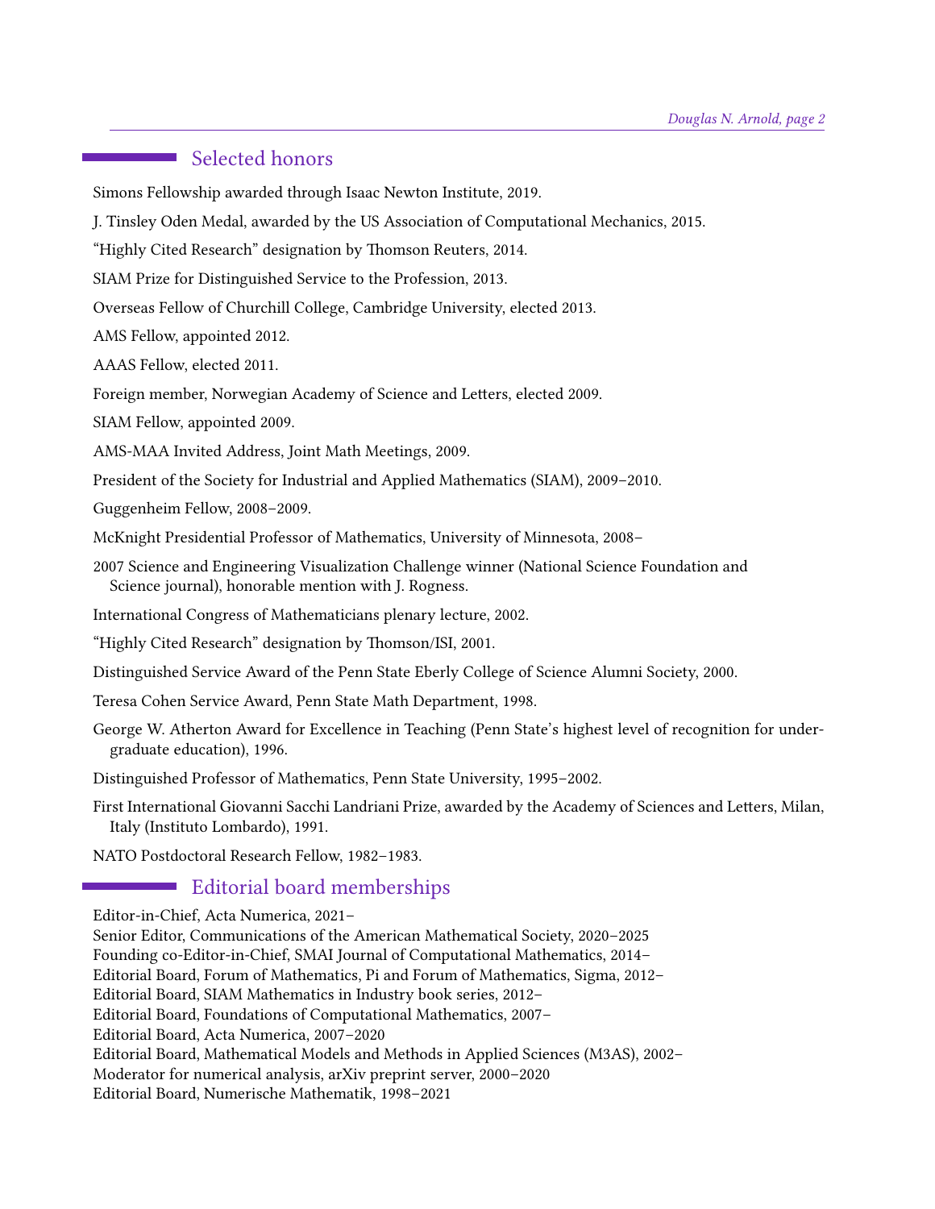## Selected honors

Simons Fellowship awarded through Isaac Newton Institute, 2019.

J. Tinsley Oden Medal, awarded by the US Association of Computational Mechanics, 2015.

“Highly Cited Research” designation by Thomson Reuters, 2014.

SIAM Prize for Distinguished Service to the Profession, 2013.

Overseas Fellow of Churchill College, Cambridge University, elected 2013.

AMS Fellow, appointed 2012.

AAAS Fellow, elected 2011.

Foreign member, Norwegian Academy of Science and Letters, elected 2009.

SIAM Fellow, appointed 2009.

AMS-MAA Invited Address, Joint Math Meetings, 2009.

President of the Society for Industrial and Applied Mathematics (SIAM), 2009–2010.

Guggenheim Fellow, 2008–2009.

McKnight Presidential Professor of Mathematics, University of Minnesota, 2008–

2007 Science and Engineering Visualization Challenge winner (National Science Foundation and Science journal), honorable mention with J. Rogness.

International Congress of Mathematicians plenary lecture, 2002.

“Highly Cited Research” designation by Thomson/ISI, 2001.

Distinguished Service Award of the Penn State Eberly College of Science Alumni Society, 2000.

Teresa Cohen Service Award, Penn State Math Department, 1998.

George W. Atherton Award for Excellence in Teaching (Penn State’s highest level of recognition for undergraduate education), 1996.

Distinguished Professor of Mathematics, Penn State University, 1995–2002.

First International Giovanni Sacchi Landriani Prize, awarded by the Academy of Sciences and Letters, Milan, Italy (Instituto Lombardo), 1991.

NATO Postdoctoral Research Fellow, 1982–1983.

## Editorial board memberships

Editor-in-Chief, Acta Numerica, 2021–
Senior Editor, Communications of the American Mathematical Society, 2020–2025
Founding co-Editor-in-Chief, SMAI Journal of Computational Mathematics, 2014–
Editorial Board, Forum of Mathematics, Pi and Forum of Mathematics, Sigma, 2012–
Editorial Board, SIAM Mathematics in Industry book series, 2012–
Editorial Board, Foundations of Computational Mathematics, 2007–
Editorial Board, Acta Numerica, 2007–2020
Editorial Board, Mathematical Models and Methods in Applied Sciences (M3AS), 2002–
Moderator for numerical analysis, arXiv preprint server, 2000–2020
Editorial Board, Numerische Mathematik, 1998–2021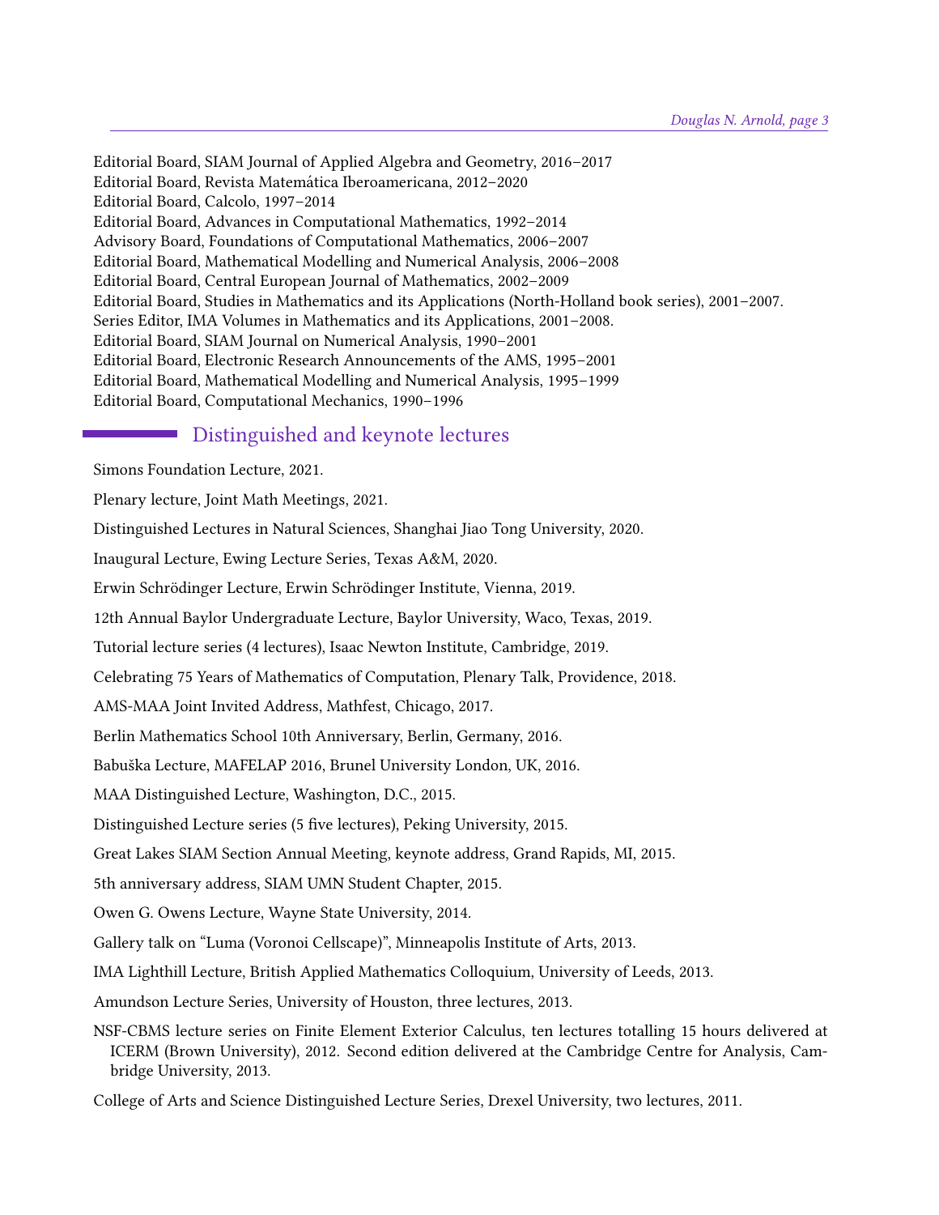Editorial Board, SIAM Journal of Applied Algebra and Geometry, 2016–2017
Editorial Board, Revista Matemática Iberoamericana, 2012–2020
Editorial Board, Calcolo, 1997–2014
Editorial Board, Advances in Computational Mathematics, 1992–2014
Advisory Board, Foundations of Computational Mathematics, 2006–2007
Editorial Board, Mathematical Modelling and Numerical Analysis, 2006–2008
Editorial Board, Central European Journal of Mathematics, 2002–2009
Editorial Board, Studies in Mathematics and its Applications (North-Holland book series), 2001–2007.
Series Editor, IMA Volumes in Mathematics and its Applications, 2001–2008.
Editorial Board, SIAM Journal on Numerical Analysis, 1990–2001
Editorial Board, Electronic Research Announcements of the AMS, 1995–2001
Editorial Board, Mathematical Modelling and Numerical Analysis, 1995–1999
Editorial Board, Computational Mechanics, 1990–1996

## Distinguished and keynote lectures

Simons Foundation Lecture, 2021.

Plenary lecture, Joint Math Meetings, 2021.

Distinguished Lectures in Natural Sciences, Shanghai Jiao Tong University, 2020.

Inaugural Lecture, Ewing Lecture Series, Texas A&M, 2020.

Erwin Schrödinger Lecture, Erwin Schrödinger Institute, Vienna, 2019.

12th Annual Baylor Undergraduate Lecture, Baylor University, Waco, Texas, 2019.

Tutorial lecture series (4 lectures), Isaac Newton Institute, Cambridge, 2019.

Celebrating 75 Years of Mathematics of Computation, Plenary Talk, Providence, 2018.

AMS-MAA Joint Invited Address, Mathfest, Chicago, 2017.

Berlin Mathematics School 10th Anniversary, Berlin, Germany, 2016.

Babuška Lecture, MAFELAP 2016, Brunel University London, UK, 2016.

MAA Distinguished Lecture, Washington, D.C., 2015.

Distinguished Lecture series (5 five lectures), Peking University, 2015.

Great Lakes SIAM Section Annual Meeting, keynote address, Grand Rapids, MI, 2015.

5th anniversary address, SIAM UMN Student Chapter, 2015.

Owen G. Owens Lecture, Wayne State University, 2014.

Gallery talk on “Luma (Voronoi Cellscape)”, Minneapolis Institute of Arts, 2013.

IMA Lighthill Lecture, British Applied Mathematics Colloquium, University of Leeds, 2013.

Amundson Lecture Series, University of Houston, three lectures, 2013.

NSF-CBMS lecture series on Finite Element Exterior Calculus, ten lectures totalling 15 hours delivered at ICERM (Brown University), 2012. Second edition delivered at the Cambridge Centre for Analysis, Cambridge University, 2013.

College of Arts and Science Distinguished Lecture Series, Drexel University, two lectures, 2011.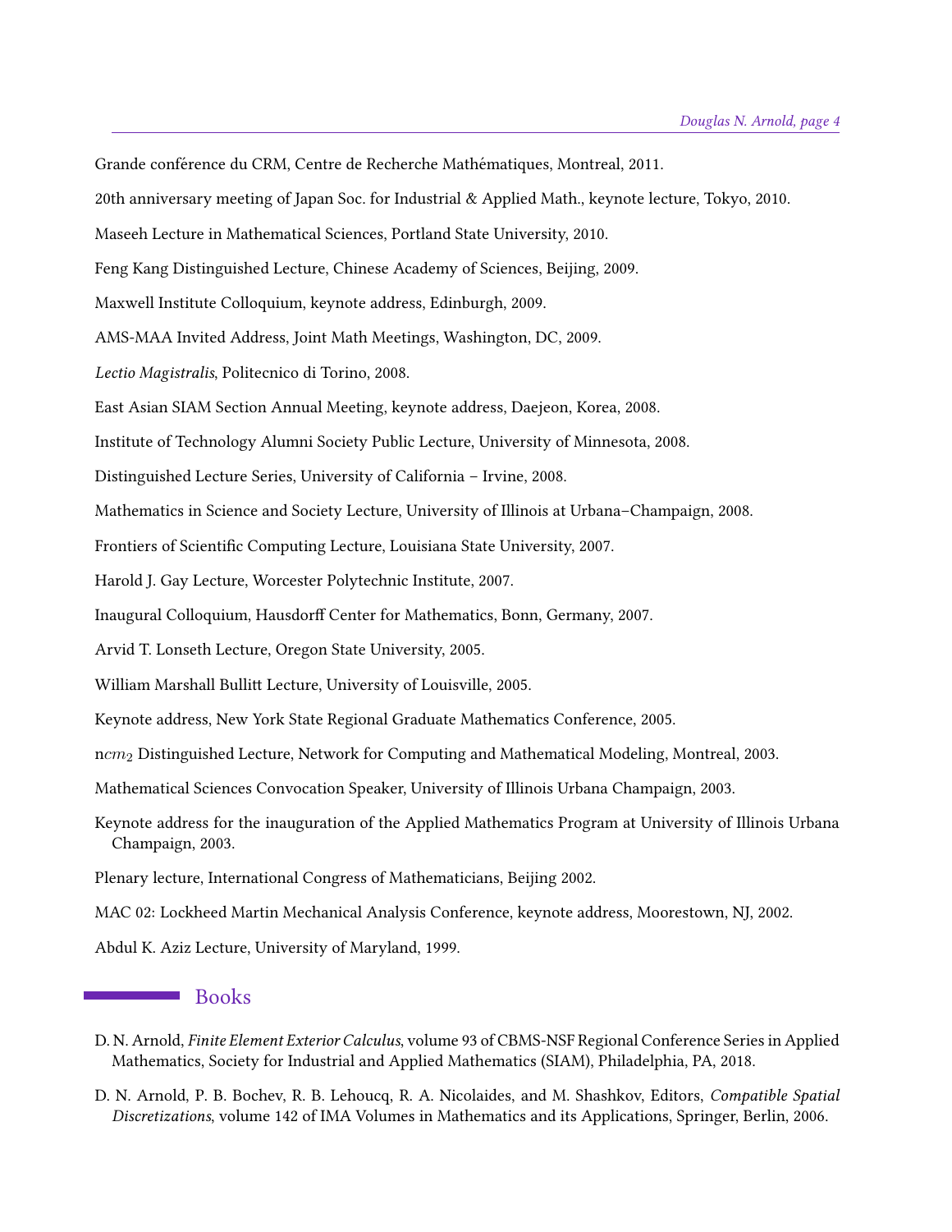Grande conférence du CRM, Centre de Recherche Mathématiques, Montreal, 2011.

20th anniversary meeting of Japan Soc. for Industrial & Applied Math., keynote lecture, Tokyo, 2010.

Maseeh Lecture in Mathematical Sciences, Portland State University, 2010.

Feng Kang Distinguished Lecture, Chinese Academy of Sciences, Beijing, 2009.

Maxwell Institute Colloquium, keynote address, Edinburgh, 2009.

AMS-MAA Invited Address, Joint Math Meetings, Washington, DC, 2009.

*Lectio Magistralis*, Politecnico di Torino, 2008.

East Asian SIAM Section Annual Meeting, keynote address, Daejeon, Korea, 2008.

Institute of Technology Alumni Society Public Lecture, University of Minnesota, 2008.

Distinguished Lecture Series, University of California – Irvine, 2008.

Mathematics in Science and Society Lecture, University of Illinois at Urbana–Champaign, 2008.

Frontiers of Scientific Computing Lecture, Louisiana State University, 2007.

Harold J. Gay Lecture, Worcester Polytechnic Institute, 2007.

Inaugural Colloquium, Hausdorff Center for Mathematics, Bonn, Germany, 2007.

Arvid T. Lonseth Lecture, Oregon State University, 2005.

William Marshall Bullitt Lecture, University of Louisville, 2005.

Keynote address, New York State Regional Graduate Mathematics Conference, 2005.

n$cm_2$ Distinguished Lecture, Network for Computing and Mathematical Modeling, Montreal, 2003.

Mathematical Sciences Convocation Speaker, University of Illinois Urbana Champaign, 2003.

Keynote address for the inauguration of the Applied Mathematics Program at University of Illinois Urbana Champaign, 2003.

Plenary lecture, International Congress of Mathematicians, Beijing 2002.

MAC 02: Lockheed Martin Mechanical Analysis Conference, keynote address, Moorestown, NJ, 2002.

Abdul K. Aziz Lecture, University of Maryland, 1999.

## Books

D. N. Arnold, *Finite Element Exterior Calculus*, volume 93 of CBMS-NSF Regional Conference Series in Applied Mathematics, Society for Industrial and Applied Mathematics (SIAM), Philadelphia, PA, 2018.

D. N. Arnold, P. B. Bochev, R. B. Lehoucq, R. A. Nicolaides, and M. Shashkov, Editors, *Compatible Spatial Discretizations*, volume 142 of IMA Volumes in Mathematics and its Applications, Springer, Berlin, 2006.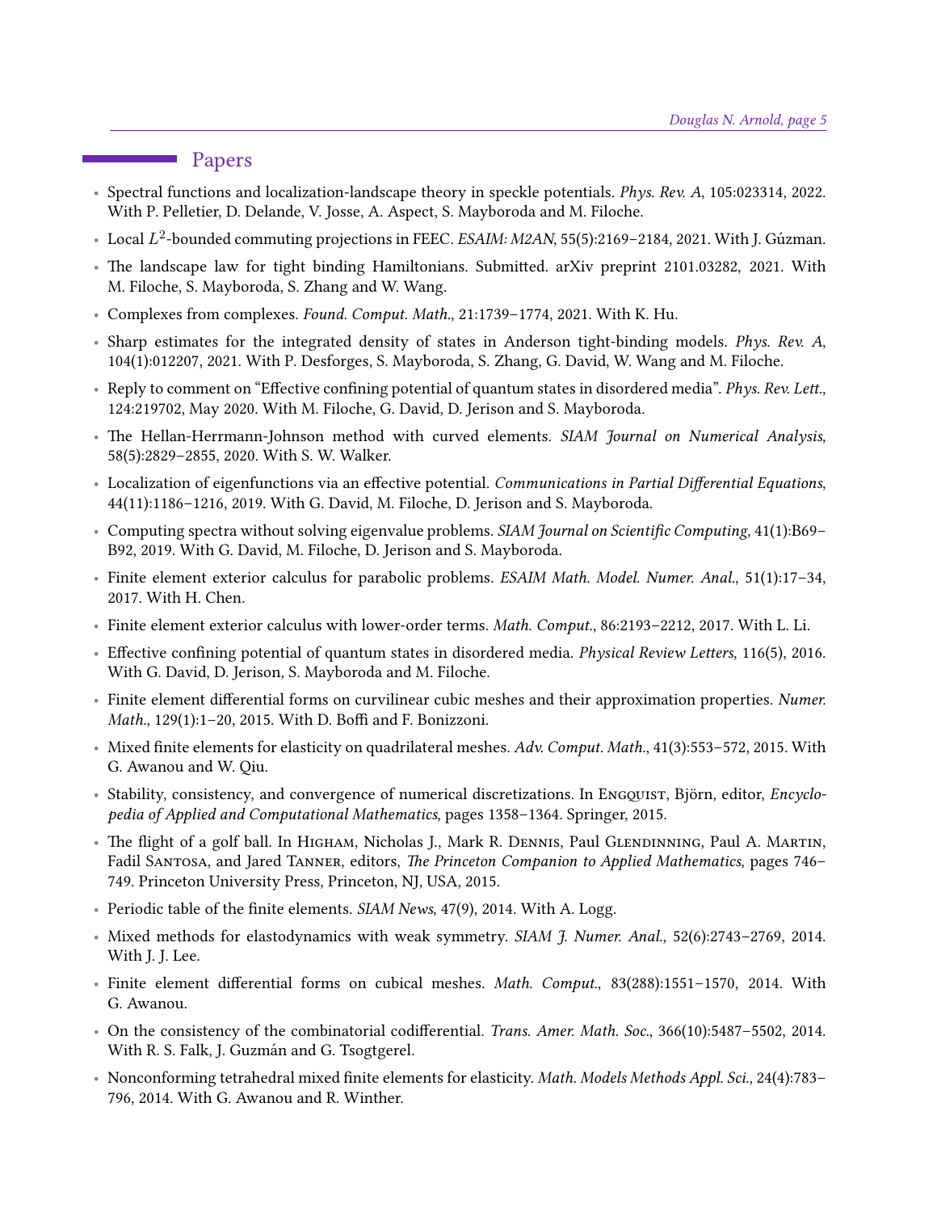## Papers

- Spectral functions and localization-landscape theory in speckle potentials. *Phys. Rev. A*, 105:023314, 2022. With P. Pelletier, D. Delande, V. Josse, A. Aspect, S. Mayboroda and M. Filoche.
- Local $L^2$-bounded commuting projections in FEEC. *ESAIM: M2AN*, 55(5):2169–2184, 2021. With J. Gúzman.
- The landscape law for tight binding Hamiltonians. Submitted. arXiv preprint 2101.03282, 2021. With M. Filoche, S. Mayboroda, S. Zhang and W. Wang.
- Complexes from complexes. *Found. Comput. Math.*, 21:1739–1774, 2021. With K. Hu.
- Sharp estimates for the integrated density of states in Anderson tight-binding models. *Phys. Rev. A*, 104(1):012207, 2021. With P. Desforges, S. Mayboroda, S. Zhang, G. David, W. Wang and M. Filoche.
- Reply to comment on "Effective confining potential of quantum states in disordered media". *Phys. Rev. Lett.*, 124:219702, May 2020. With M. Filoche, G. David, D. Jerison and S. Mayboroda.
- The Hellan-Herrmann-Johnson method with curved elements. *SIAM Journal on Numerical Analysis*, 58(5):2829–2855, 2020. With S. W. Walker.
- Localization of eigenfunctions via an effective potential. *Communications in Partial Differential Equations*, 44(11):1186–1216, 2019. With G. David, M. Filoche, D. Jerison and S. Mayboroda.
- Computing spectra without solving eigenvalue problems. *SIAM Journal on Scientific Computing*, 41(1):B69–B92, 2019. With G. David, M. Filoche, D. Jerison and S. Mayboroda.
- Finite element exterior calculus for parabolic problems. *ESAIM Math. Model. Numer. Anal.*, 51(1):17–34, 2017. With H. Chen.
- Finite element exterior calculus with lower-order terms. *Math. Comput.*, 86:2193–2212, 2017. With L. Li.
- Effective confining potential of quantum states in disordered media. *Physical Review Letters*, 116(5), 2016. With G. David, D. Jerison, S. Mayboroda and M. Filoche.
- Finite element differential forms on curvilinear cubic meshes and their approximation properties. *Numer. Math.*, 129(1):1–20, 2015. With D. Boffi and F. Bonizzoni.
- Mixed finite elements for elasticity on quadrilateral meshes. *Adv. Comput. Math.*, 41(3):553–572, 2015. With G. Awanou and W. Qiu.
- Stability, consistency, and convergence of numerical discretizations. In Engquist, Björn, editor, *Encyclopedia of Applied and Computational Mathematics*, pages 1358–1364. Springer, 2015.
- The flight of a golf ball. In Higham, Nicholas J., Mark R. Dennis, Paul Glendinning, Paul A. Martin, Fadil Santosa, and Jared Tanner, editors, *The Princeton Companion to Applied Mathematics*, pages 746–749. Princeton University Press, Princeton, NJ, USA, 2015.
- Periodic table of the finite elements. *SIAM News*, 47(9), 2014. With A. Logg.
- Mixed methods for elastodynamics with weak symmetry. *SIAM J. Numer. Anal.*, 52(6):2743–2769, 2014. With J. J. Lee.
- Finite element differential forms on cubical meshes. *Math. Comput.*, 83(288):1551–1570, 2014. With G. Awanou.
- On the consistency of the combinatorial codifferential. *Trans. Amer. Math. Soc.*, 366(10):5487–5502, 2014. With R. S. Falk, J. Guzmán and G. Tsogtgerel.
- Nonconforming tetrahedral mixed finite elements for elasticity. *Math. Models Methods Appl. Sci.*, 24(4):783–796, 2014. With G. Awanou and R. Winther.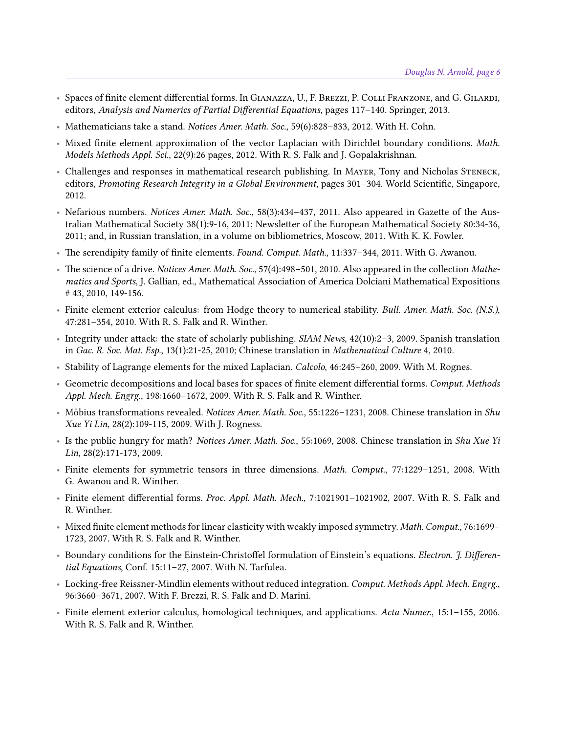- Spaces of finite element differential forms. In Gianazza, U., F. Brezzi, P. Colli Franzone, and G. Gilardi, editors, *Analysis and Numerics of Partial Differential Equations*, pages 117–140. Springer, 2013.
- Mathematicians take a stand. *Notices Amer. Math. Soc.*, 59(6):828–833, 2012. With H. Cohn.
- Mixed finite element approximation of the vector Laplacian with Dirichlet boundary conditions. *Math. Models Methods Appl. Sci.*, 22(9):26 pages, 2012. With R. S. Falk and J. Gopalakrishnan.
- Challenges and responses in mathematical research publishing. In Mayer, Tony and Nicholas Steneck, editors, *Promoting Research Integrity in a Global Environment*, pages 301–304. World Scientific, Singapore, 2012.
- Nefarious numbers. *Notices Amer. Math. Soc.*, 58(3):434–437, 2011. Also appeared in Gazette of the Australian Mathematical Society 38(1):9-16, 2011; Newsletter of the European Mathematical Society 80:34-36, 2011; and, in Russian translation, in a volume on bibliometrics, Moscow, 2011. With K. K. Fowler.
- The serendipity family of finite elements. *Found. Comput. Math.*, 11:337–344, 2011. With G. Awanou.
- The science of a drive. *Notices Amer. Math. Soc.*, 57(4):498–501, 2010. Also appeared in the collection *Mathematics and Sports*, J. Gallian, ed., Mathematical Association of America Dolciani Mathematical Expositions # 43, 2010, 149-156.
- Finite element exterior calculus: from Hodge theory to numerical stability. *Bull. Amer. Math. Soc. (N.S.)*, 47:281–354, 2010. With R. S. Falk and R. Winther.
- Integrity under attack: the state of scholarly publishing. *SIAM News*, 42(10):2–3, 2009. Spanish translation in *Gac. R. Soc. Mat. Esp.*, 13(1):21-25, 2010; Chinese translation in *Mathematical Culture* 4, 2010.
- Stability of Lagrange elements for the mixed Laplacian. *Calcolo*, 46:245–260, 2009. With M. Rognes.
- Geometric decompositions and local bases for spaces of finite element differential forms. *Comput. Methods Appl. Mech. Engrg.*, 198:1660–1672, 2009. With R. S. Falk and R. Winther.
- Möbius transformations revealed. *Notices Amer. Math. Soc.*, 55:1226–1231, 2008. Chinese translation in *Shu Xue Yi Lin*, 28(2):109-115, 2009. With J. Rogness.
- Is the public hungry for math? *Notices Amer. Math. Soc.*, 55:1069, 2008. Chinese translation in *Shu Xue Yi Lin*, 28(2):171-173, 2009.
- Finite elements for symmetric tensors in three dimensions. *Math. Comput.*, 77:1229–1251, 2008. With G. Awanou and R. Winther.
- Finite element differential forms. *Proc. Appl. Math. Mech.*, 7:1021901–1021902, 2007. With R. S. Falk and R. Winther.
- Mixed finite element methods for linear elasticity with weakly imposed symmetry. *Math. Comput.*, 76:1699–1723, 2007. With R. S. Falk and R. Winther.
- Boundary conditions for the Einstein-Christoffel formulation of Einstein's equations. *Electron. J. Differential Equations*, Conf. 15:11–27, 2007. With N. Tarfulea.
- Locking-free Reissner-Mindlin elements without reduced integration. *Comput. Methods Appl. Mech. Engrg.*, 96:3660–3671, 2007. With F. Brezzi, R. S. Falk and D. Marini.
- Finite element exterior calculus, homological techniques, and applications. *Acta Numer.*, 15:1–155, 2006. With R. S. Falk and R. Winther.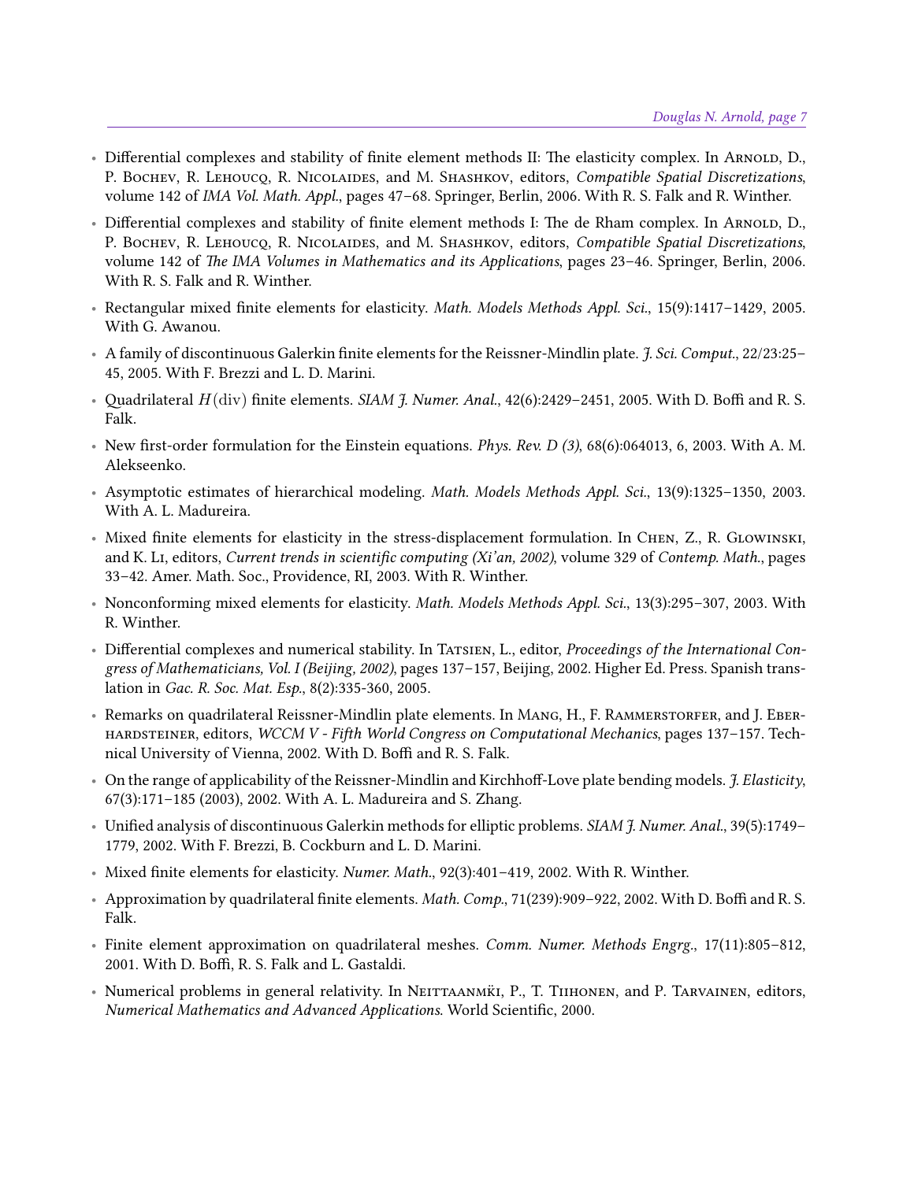- Differential complexes and stability of finite element methods II: The elasticity complex. In Arnold, D., P. Bochev, R. Lehoucq, R. Nicolaides, and M. Shashkov, editors, *Compatible Spatial Discretizations*, volume 142 of *IMA Vol. Math. Appl.*, pages 47–68. Springer, Berlin, 2006. With R. S. Falk and R. Winther.
- Differential complexes and stability of finite element methods I: The de Rham complex. In Arnold, D., P. Bochev, R. Lehoucq, R. Nicolaides, and M. Shashkov, editors, *Compatible Spatial Discretizations*, volume 142 of *The IMA Volumes in Mathematics and its Applications*, pages 23–46. Springer, Berlin, 2006. With R. S. Falk and R. Winther.
- Rectangular mixed finite elements for elasticity. *Math. Models Methods Appl. Sci.*, 15(9):1417–1429, 2005. With G. Awanou.
- A family of discontinuous Galerkin finite elements for the Reissner-Mindlin plate. *J. Sci. Comput.*, 22/23:25–45, 2005. With F. Brezzi and L. D. Marini.
- Quadrilateral $H(\mathrm{div})$ finite elements. *SIAM J. Numer. Anal.*, 42(6):2429–2451, 2005. With D. Boffi and R. S. Falk.
- New first-order formulation for the Einstein equations. *Phys. Rev. D (3)*, 68(6):064013, 6, 2003. With A. M. Alekseenko.
- Asymptotic estimates of hierarchical modeling. *Math. Models Methods Appl. Sci.*, 13(9):1325–1350, 2003. With A. L. Madureira.
- Mixed finite elements for elasticity in the stress-displacement formulation. In Chen, Z., R. Glowinski, and K. Li, editors, *Current trends in scientific computing (Xi'an, 2002)*, volume 329 of *Contemp. Math.*, pages 33–42. Amer. Math. Soc., Providence, RI, 2003. With R. Winther.
- Nonconforming mixed elements for elasticity. *Math. Models Methods Appl. Sci.*, 13(3):295–307, 2003. With R. Winther.
- Differential complexes and numerical stability. In Tatsien, L., editor, *Proceedings of the International Congress of Mathematicians, Vol. I (Beijing, 2002)*, pages 137–157, Beijing, 2002. Higher Ed. Press. Spanish translation in *Gac. R. Soc. Mat. Esp.*, 8(2):335-360, 2005.
- Remarks on quadrilateral Reissner-Mindlin plate elements. In Mang, H., F. Rammerstorfer, and J. Eberhardsteiner, editors, *WCCM V - Fifth World Congress on Computational Mechanics*, pages 137–157. Technical University of Vienna, 2002. With D. Boffi and R. S. Falk.
- On the range of applicability of the Reissner-Mindlin and Kirchhoff-Love plate bending models. *J. Elasticity*, 67(3):171–185 (2003), 2002. With A. L. Madureira and S. Zhang.
- Unified analysis of discontinuous Galerkin methods for elliptic problems. *SIAM J. Numer. Anal.*, 39(5):1749–1779, 2002. With F. Brezzi, B. Cockburn and L. D. Marini.
- Mixed finite elements for elasticity. *Numer. Math.*, 92(3):401–419, 2002. With R. Winther.
- Approximation by quadrilateral finite elements. *Math. Comp.*, 71(239):909–922, 2002. With D. Boffi and R. S. Falk.
- Finite element approximation on quadrilateral meshes. *Comm. Numer. Methods Engrg.*, 17(11):805–812, 2001. With D. Boffi, R. S. Falk and L. Gastaldi.
- Numerical problems in general relativity. In Neittaanmäki, P., T. Tiihonen, and P. Tarvainen, editors, *Numerical Mathematics and Advanced Applications*. World Scientific, 2000.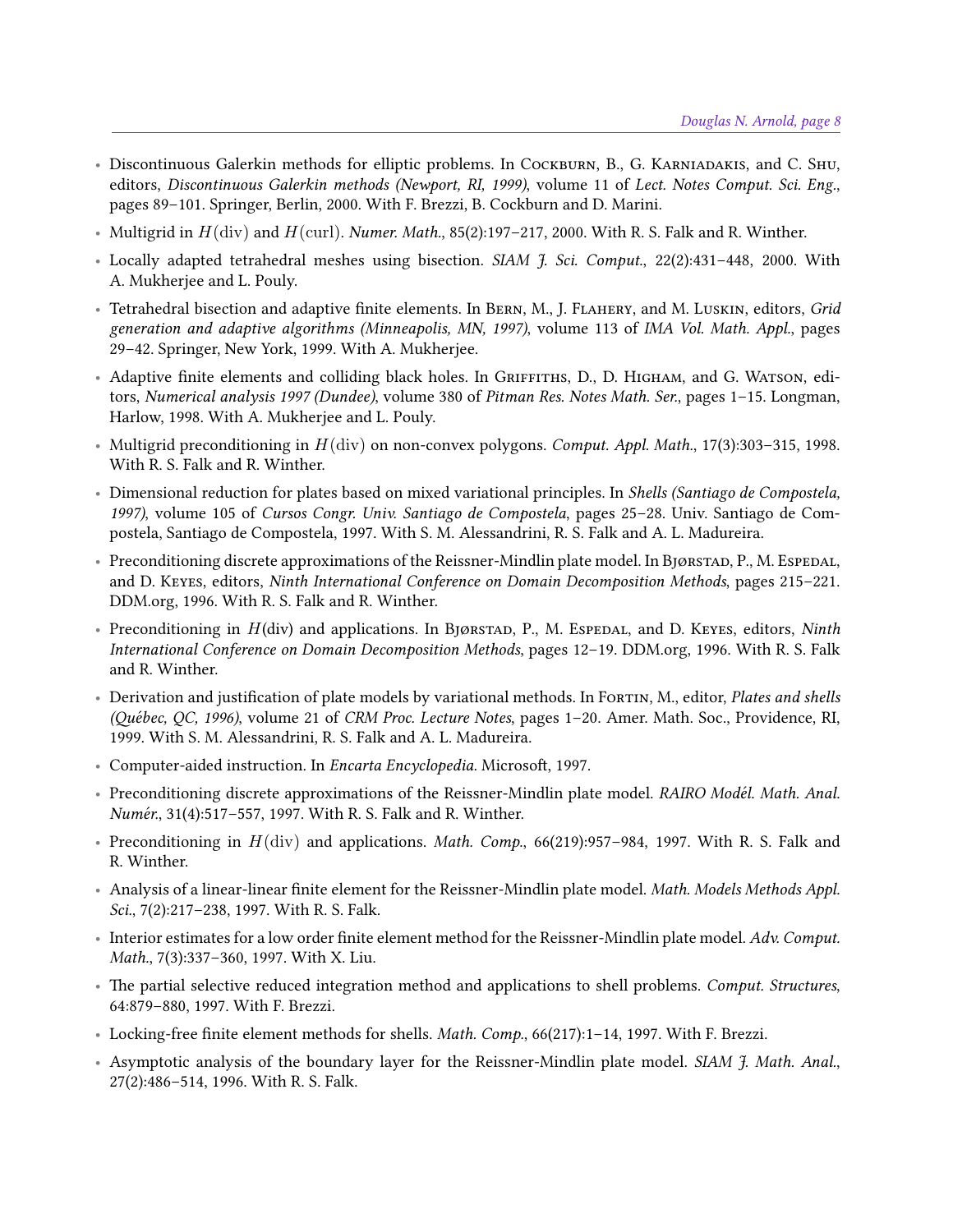- Discontinuous Galerkin methods for elliptic problems. In Cockburn, B., G. Karniadakis, and C. Shu, editors, *Discontinuous Galerkin methods (Newport, RI, 1999)*, volume 11 of *Lect. Notes Comput. Sci. Eng.*, pages 89–101. Springer, Berlin, 2000. With F. Brezzi, B. Cockburn and D. Marini.
- Multigrid in $H(\mathrm{div})$ and $H(\mathrm{curl})$. *Numer. Math.*, 85(2):197–217, 2000. With R. S. Falk and R. Winther.
- Locally adapted tetrahedral meshes using bisection. *SIAM J. Sci. Comput.*, 22(2):431–448, 2000. With A. Mukherjee and L. Pouly.
- Tetrahedral bisection and adaptive finite elements. In Bern, M., J. Flahery, and M. Luskin, editors, *Grid generation and adaptive algorithms (Minneapolis, MN, 1997)*, volume 113 of *IMA Vol. Math. Appl.*, pages 29–42. Springer, New York, 1999. With A. Mukherjee.
- Adaptive finite elements and colliding black holes. In Griffiths, D., D. Higham, and G. Watson, editors, *Numerical analysis 1997 (Dundee)*, volume 380 of *Pitman Res. Notes Math. Ser.*, pages 1–15. Longman, Harlow, 1998. With A. Mukherjee and L. Pouly.
- Multigrid preconditioning in $H(\mathrm{div})$ on non-convex polygons. *Comput. Appl. Math.*, 17(3):303–315, 1998. With R. S. Falk and R. Winther.
- Dimensional reduction for plates based on mixed variational principles. In *Shells (Santiago de Compostela, 1997)*, volume 105 of *Cursos Congr. Univ. Santiago de Compostela*, pages 25–28. Univ. Santiago de Compostela, Santiago de Compostela, 1997. With S. M. Alessandrini, R. S. Falk and A. L. Madureira.
- Preconditioning discrete approximations of the Reissner-Mindlin plate model. In Bjørstad, P., M. Espedal, and D. Keyes, editors, *Ninth International Conference on Domain Decomposition Methods*, pages 215–221. DDM.org, 1996. With R. S. Falk and R. Winther.
- Preconditioning in $H$(div) and applications. In Bjørstad, P., M. Espedal, and D. Keyes, editors, *Ninth International Conference on Domain Decomposition Methods*, pages 12–19. DDM.org, 1996. With R. S. Falk and R. Winther.
- Derivation and justification of plate models by variational methods. In Fortin, M., editor, *Plates and shells (Québec, QC, 1996)*, volume 21 of *CRM Proc. Lecture Notes*, pages 1–20. Amer. Math. Soc., Providence, RI, 1999. With S. M. Alessandrini, R. S. Falk and A. L. Madureira.
- Computer-aided instruction. In *Encarta Encyclopedia*. Microsoft, 1997.
- Preconditioning discrete approximations of the Reissner-Mindlin plate model. *RAIRO Modél. Math. Anal. Numér.*, 31(4):517–557, 1997. With R. S. Falk and R. Winther.
- Preconditioning in $H(\mathrm{div})$ and applications. *Math. Comp.*, 66(219):957–984, 1997. With R. S. Falk and R. Winther.
- Analysis of a linear-linear finite element for the Reissner-Mindlin plate model. *Math. Models Methods Appl. Sci.*, 7(2):217–238, 1997. With R. S. Falk.
- Interior estimates for a low order finite element method for the Reissner-Mindlin plate model. *Adv. Comput. Math.*, 7(3):337–360, 1997. With X. Liu.
- The partial selective reduced integration method and applications to shell problems. *Comput. Structures*, 64:879–880, 1997. With F. Brezzi.
- Locking-free finite element methods for shells. *Math. Comp.*, 66(217):1–14, 1997. With F. Brezzi.
- Asymptotic analysis of the boundary layer for the Reissner-Mindlin plate model. *SIAM J. Math. Anal.*, 27(2):486–514, 1996. With R. S. Falk.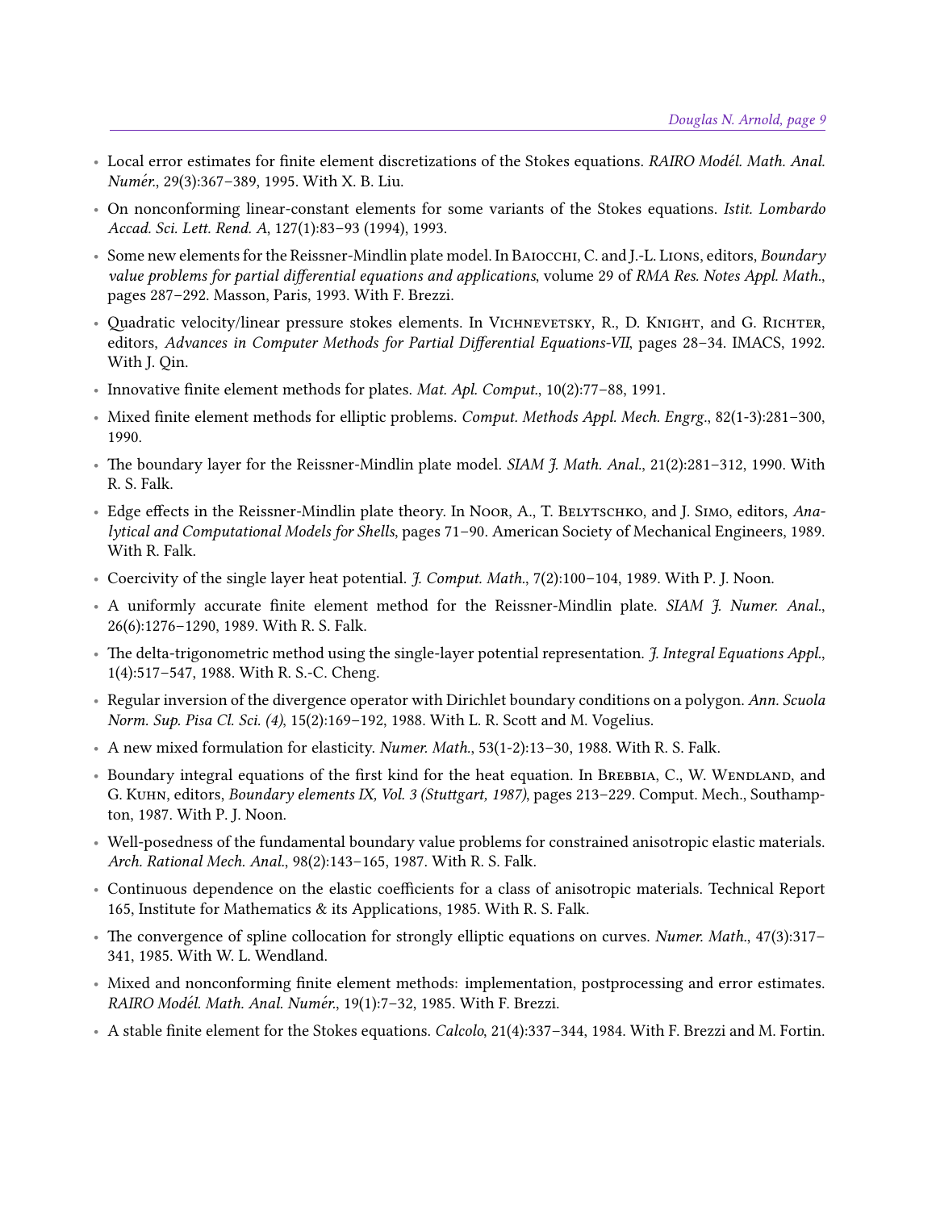- Local error estimates for finite element discretizations of the Stokes equations. *RAIRO Modél. Math. Anal. Numér.*, 29(3):367–389, 1995. With X. B. Liu.
- On nonconforming linear-constant elements for some variants of the Stokes equations. *Istit. Lombardo Accad. Sci. Lett. Rend. A*, 127(1):83–93 (1994), 1993.
- Some new elements for the Reissner-Mindlin plate model. In Baiocchi, C. and J.-L. Lions, editors, *Boundary value problems for partial differential equations and applications*, volume 29 of *RMA Res. Notes Appl. Math.*, pages 287–292. Masson, Paris, 1993. With F. Brezzi.
- Quadratic velocity/linear pressure stokes elements. In Vichnevetsky, R., D. Knight, and G. Richter, editors, *Advances in Computer Methods for Partial Differential Equations-VII*, pages 28–34. IMACS, 1992. With J. Qin.
- Innovative finite element methods for plates. *Mat. Apl. Comput.*, 10(2):77–88, 1991.
- Mixed finite element methods for elliptic problems. *Comput. Methods Appl. Mech. Engrg.*, 82(1-3):281–300, 1990.
- The boundary layer for the Reissner-Mindlin plate model. *SIAM J. Math. Anal.*, 21(2):281–312, 1990. With R. S. Falk.
- Edge effects in the Reissner-Mindlin plate theory. In Noor, A., T. Belytschko, and J. Simo, editors, *Analytical and Computational Models for Shells*, pages 71–90. American Society of Mechanical Engineers, 1989. With R. Falk.
- Coercivity of the single layer heat potential. *J. Comput. Math.*, 7(2):100–104, 1989. With P. J. Noon.
- A uniformly accurate finite element method for the Reissner-Mindlin plate. *SIAM J. Numer. Anal.*, 26(6):1276–1290, 1989. With R. S. Falk.
- The delta-trigonometric method using the single-layer potential representation. *J. Integral Equations Appl.*, 1(4):517–547, 1988. With R. S.-C. Cheng.
- Regular inversion of the divergence operator with Dirichlet boundary conditions on a polygon. *Ann. Scuola Norm. Sup. Pisa Cl. Sci. (4)*, 15(2):169–192, 1988. With L. R. Scott and M. Vogelius.
- A new mixed formulation for elasticity. *Numer. Math.*, 53(1-2):13–30, 1988. With R. S. Falk.
- Boundary integral equations of the first kind for the heat equation. In Brebbia, C., W. Wendland, and G. Kuhn, editors, *Boundary elements IX, Vol. 3 (Stuttgart, 1987)*, pages 213–229. Comput. Mech., Southampton, 1987. With P. J. Noon.
- Well-posedness of the fundamental boundary value problems for constrained anisotropic elastic materials. *Arch. Rational Mech. Anal.*, 98(2):143–165, 1987. With R. S. Falk.
- Continuous dependence on the elastic coefficients for a class of anisotropic materials. Technical Report 165, Institute for Mathematics & its Applications, 1985. With R. S. Falk.
- The convergence of spline collocation for strongly elliptic equations on curves. *Numer. Math.*, 47(3):317–341, 1985. With W. L. Wendland.
- Mixed and nonconforming finite element methods: implementation, postprocessing and error estimates. *RAIRO Modél. Math. Anal. Numér.*, 19(1):7–32, 1985. With F. Brezzi.
- A stable finite element for the Stokes equations. *Calcolo*, 21(4):337–344, 1984. With F. Brezzi and M. Fortin.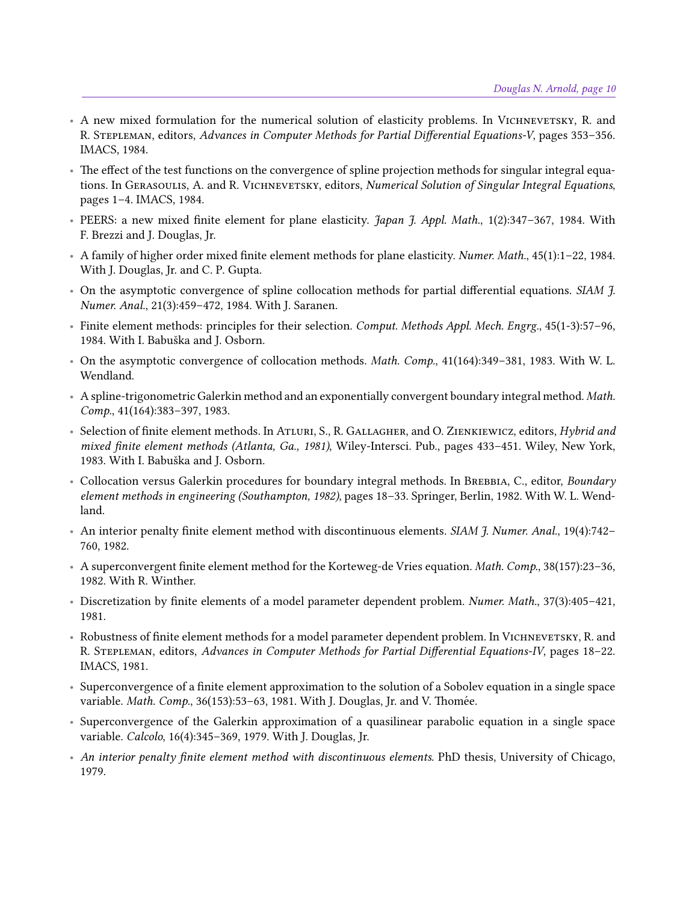- A new mixed formulation for the numerical solution of elasticity problems. In Vichnevetsky, R. and R. Stepleman, editors, *Advances in Computer Methods for Partial Differential Equations-V*, pages 353–356. IMACS, 1984.
- The effect of the test functions on the convergence of spline projection methods for singular integral equations. In Gerasoulis, A. and R. Vichnevetsky, editors, *Numerical Solution of Singular Integral Equations*, pages 1–4. IMACS, 1984.
- PEERS: a new mixed finite element for plane elasticity. *Japan J. Appl. Math.*, 1(2):347–367, 1984. With F. Brezzi and J. Douglas, Jr.
- A family of higher order mixed finite element methods for plane elasticity. *Numer. Math.*, 45(1):1–22, 1984. With J. Douglas, Jr. and C. P. Gupta.
- On the asymptotic convergence of spline collocation methods for partial differential equations. *SIAM J. Numer. Anal.*, 21(3):459–472, 1984. With J. Saranen.
- Finite element methods: principles for their selection. *Comput. Methods Appl. Mech. Engrg.*, 45(1-3):57–96, 1984. With I. Babuška and J. Osborn.
- On the asymptotic convergence of collocation methods. *Math. Comp.*, 41(164):349–381, 1983. With W. L. Wendland.
- A spline-trigonometric Galerkin method and an exponentially convergent boundary integral method. *Math. Comp.*, 41(164):383–397, 1983.
- Selection of finite element methods. In Atluri, S., R. Gallagher, and O. Zienkiewicz, editors, *Hybrid and mixed finite element methods (Atlanta, Ga., 1981)*, Wiley-Intersci. Pub., pages 433–451. Wiley, New York, 1983. With I. Babuška and J. Osborn.
- Collocation versus Galerkin procedures for boundary integral methods. In Brebbia, C., editor, *Boundary element methods in engineering (Southampton, 1982)*, pages 18–33. Springer, Berlin, 1982. With W. L. Wendland.
- An interior penalty finite element method with discontinuous elements. *SIAM J. Numer. Anal.*, 19(4):742–760, 1982.
- A superconvergent finite element method for the Korteweg-de Vries equation. *Math. Comp.*, 38(157):23–36, 1982. With R. Winther.
- Discretization by finite elements of a model parameter dependent problem. *Numer. Math.*, 37(3):405–421, 1981.
- Robustness of finite element methods for a model parameter dependent problem. In Vichnevetsky, R. and R. Stepleman, editors, *Advances in Computer Methods for Partial Differential Equations-IV*, pages 18–22. IMACS, 1981.
- Superconvergence of a finite element approximation to the solution of a Sobolev equation in a single space variable. *Math. Comp.*, 36(153):53–63, 1981. With J. Douglas, Jr. and V. Thomée.
- Superconvergence of the Galerkin approximation of a quasilinear parabolic equation in a single space variable. *Calcolo*, 16(4):345–369, 1979. With J. Douglas, Jr.
- *An interior penalty finite element method with discontinuous elements*. PhD thesis, University of Chicago, 1979.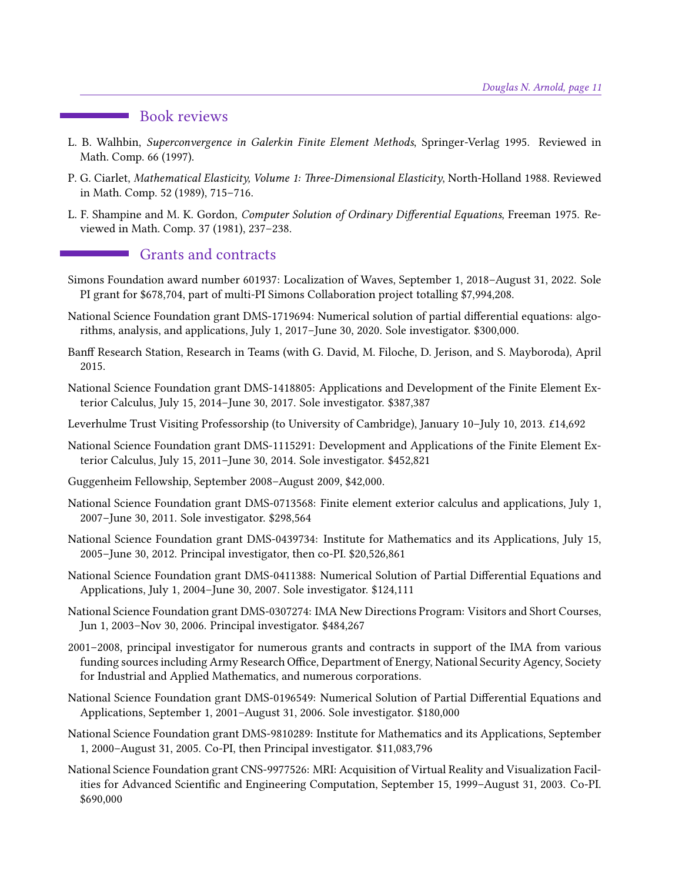## Book reviews

L. B. Walhbin, *Superconvergence in Galerkin Finite Element Methods*, Springer-Verlag 1995. Reviewed in Math. Comp. 66 (1997).

P. G. Ciarlet, *Mathematical Elasticity, Volume 1: Three-Dimensional Elasticity*, North-Holland 1988. Reviewed in Math. Comp. 52 (1989), 715–716.

L. F. Shampine and M. K. Gordon, *Computer Solution of Ordinary Differential Equations*, Freeman 1975. Reviewed in Math. Comp. 37 (1981), 237–238.

## Grants and contracts

Simons Foundation award number 601937: Localization of Waves, September 1, 2018–August 31, 2022. Sole PI grant for $678,704, part of multi-PI Simons Collaboration project totalling $7,994,208.

National Science Foundation grant DMS-1719694: Numerical solution of partial differential equations: algorithms, analysis, and applications, July 1, 2017–June 30, 2020. Sole investigator. $300,000.

Banff Research Station, Research in Teams (with G. David, M. Filoche, D. Jerison, and S. Mayboroda), April 2015.

National Science Foundation grant DMS-1418805: Applications and Development of the Finite Element Exterior Calculus, July 15, 2014–June 30, 2017. Sole investigator. $387,387

Leverhulme Trust Visiting Professorship (to University of Cambridge), January 10–July 10, 2013. £14,692

National Science Foundation grant DMS-1115291: Development and Applications of the Finite Element Exterior Calculus, July 15, 2011–June 30, 2014. Sole investigator. $452,821

Guggenheim Fellowship, September 2008–August 2009, $42,000.

National Science Foundation grant DMS-0713568: Finite element exterior calculus and applications, July 1, 2007–June 30, 2011. Sole investigator. $298,564

National Science Foundation grant DMS-0439734: Institute for Mathematics and its Applications, July 15, 2005–June 30, 2012. Principal investigator, then co-PI. $20,526,861

National Science Foundation grant DMS-0411388: Numerical Solution of Partial Differential Equations and Applications, July 1, 2004–June 30, 2007. Sole investigator. $124,111

National Science Foundation grant DMS-0307274: IMA New Directions Program: Visitors and Short Courses, Jun 1, 2003–Nov 30, 2006. Principal investigator. $484,267

2001–2008, principal investigator for numerous grants and contracts in support of the IMA from various funding sources including Army Research Office, Department of Energy, National Security Agency, Society for Industrial and Applied Mathematics, and numerous corporations.

National Science Foundation grant DMS-0196549: Numerical Solution of Partial Differential Equations and Applications, September 1, 2001–August 31, 2006. Sole investigator. $180,000

National Science Foundation grant DMS-9810289: Institute for Mathematics and its Applications, September 1, 2000–August 31, 2005. Co-PI, then Principal investigator. $11,083,796

National Science Foundation grant CNS-9977526: MRI: Acquisition of Virtual Reality and Visualization Facilities for Advanced Scientific and Engineering Computation, September 15, 1999–August 31, 2003. Co-PI. $690,000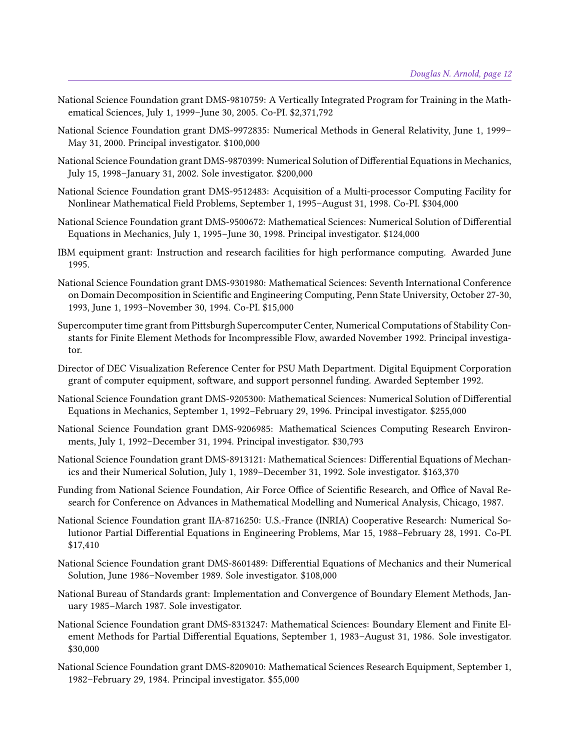National Science Foundation grant DMS-9810759: A Vertically Integrated Program for Training in the Mathematical Sciences, July 1, 1999–June 30, 2005. Co-PI. $2,371,792

National Science Foundation grant DMS-9972835: Numerical Methods in General Relativity, June 1, 1999–May 31, 2000. Principal investigator. $100,000

National Science Foundation grant DMS-9870399: Numerical Solution of Differential Equations in Mechanics, July 15, 1998–January 31, 2002. Sole investigator. $200,000

National Science Foundation grant DMS-9512483: Acquisition of a Multi-processor Computing Facility for Nonlinear Mathematical Field Problems, September 1, 1995–August 31, 1998. Co-PI. $304,000

National Science Foundation grant DMS-9500672: Mathematical Sciences: Numerical Solution of Differential Equations in Mechanics, July 1, 1995–June 30, 1998. Principal investigator. $124,000

IBM equipment grant: Instruction and research facilities for high performance computing. Awarded June 1995.

National Science Foundation grant DMS-9301980: Mathematical Sciences: Seventh International Conference on Domain Decomposition in Scientific and Engineering Computing, Penn State University, October 27-30, 1993, June 1, 1993–November 30, 1994. Co-PI. $15,000

Supercomputer time grant from Pittsburgh Supercomputer Center, Numerical Computations of Stability Constants for Finite Element Methods for Incompressible Flow, awarded November 1992. Principal investigator.

Director of DEC Visualization Reference Center for PSU Math Department. Digital Equipment Corporation grant of computer equipment, software, and support personnel funding. Awarded September 1992.

National Science Foundation grant DMS-9205300: Mathematical Sciences: Numerical Solution of Differential Equations in Mechanics, September 1, 1992–February 29, 1996. Principal investigator. $255,000

National Science Foundation grant DMS-9206985: Mathematical Sciences Computing Research Environments, July 1, 1992–December 31, 1994. Principal investigator. $30,793

National Science Foundation grant DMS-8913121: Mathematical Sciences: Differential Equations of Mechanics and their Numerical Solution, July 1, 1989–December 31, 1992. Sole investigator. $163,370

Funding from National Science Foundation, Air Force Office of Scientific Research, and Office of Naval Research for Conference on Advances in Mathematical Modelling and Numerical Analysis, Chicago, 1987.

National Science Foundation grant IIA-8716250: U.S.-France (INRIA) Cooperative Research: Numerical Solutionor Partial Differential Equations in Engineering Problems, Mar 15, 1988–February 28, 1991. Co-PI. $17,410

National Science Foundation grant DMS-8601489: Differential Equations of Mechanics and their Numerical Solution, June 1986–November 1989. Sole investigator. $108,000

National Bureau of Standards grant: Implementation and Convergence of Boundary Element Methods, January 1985–March 1987. Sole investigator.

National Science Foundation grant DMS-8313247: Mathematical Sciences: Boundary Element and Finite Element Methods for Partial Differential Equations, September 1, 1983–August 31, 1986. Sole investigator. $30,000

National Science Foundation grant DMS-8209010: Mathematical Sciences Research Equipment, September 1, 1982–February 29, 1984. Principal investigator. $55,000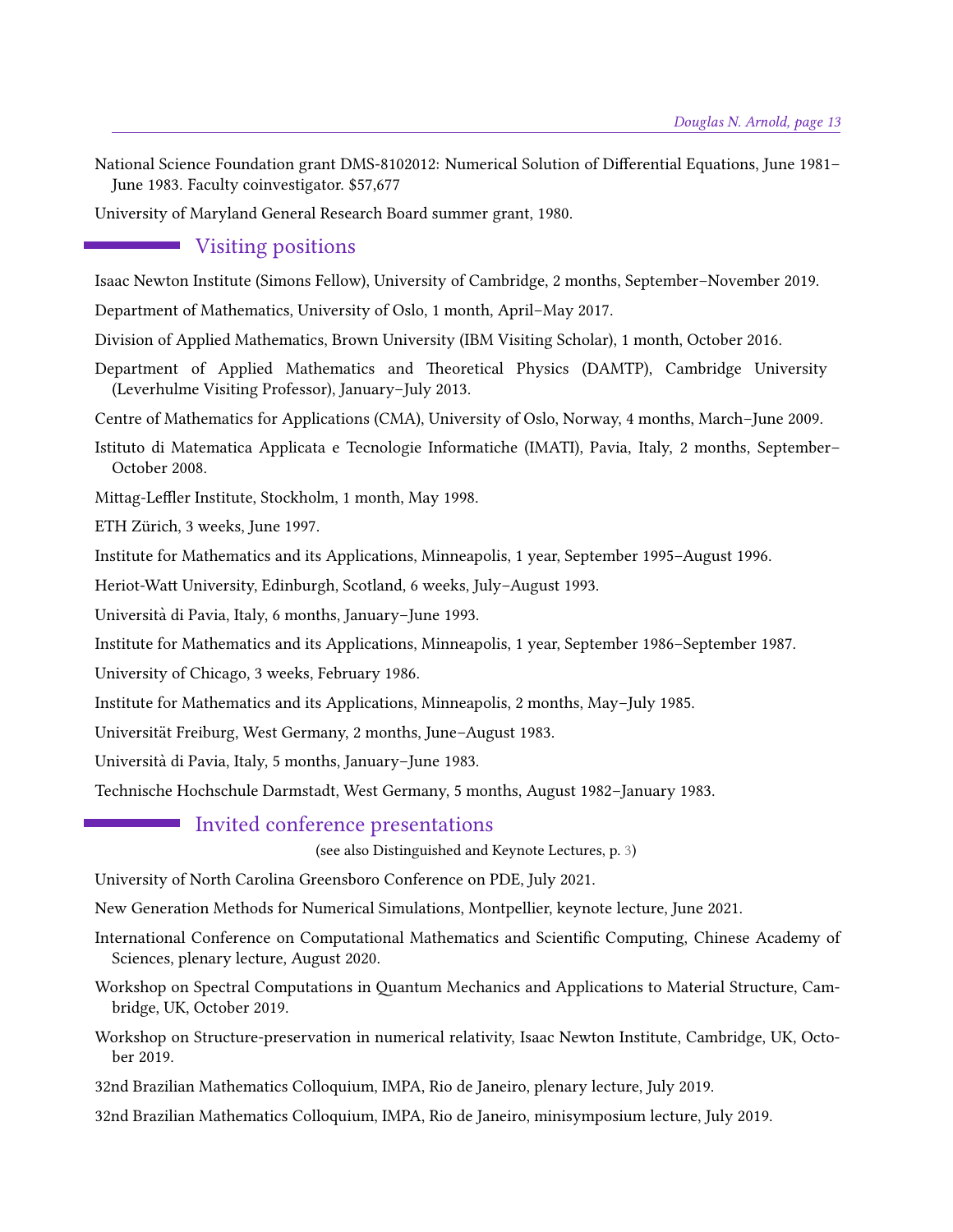National Science Foundation grant DMS-8102012: Numerical Solution of Differential Equations, June 1981–June 1983. Faculty coinvestigator. $57,677

University of Maryland General Research Board summer grant, 1980.

## Visiting positions

Isaac Newton Institute (Simons Fellow), University of Cambridge, 2 months, September–November 2019.

Department of Mathematics, University of Oslo, 1 month, April–May 2017.

Division of Applied Mathematics, Brown University (IBM Visiting Scholar), 1 month, October 2016.

Department of Applied Mathematics and Theoretical Physics (DAMTP), Cambridge University (Leverhulme Visiting Professor), January–July 2013.

Centre of Mathematics for Applications (CMA), University of Oslo, Norway, 4 months, March–June 2009.

Istituto di Matematica Applicata e Tecnologie Informatiche (IMATI), Pavia, Italy, 2 months, September–October 2008.

Mittag-Leffler Institute, Stockholm, 1 month, May 1998.

ETH Zürich, 3 weeks, June 1997.

Institute for Mathematics and its Applications, Minneapolis, 1 year, September 1995–August 1996.

Heriot-Watt University, Edinburgh, Scotland, 6 weeks, July–August 1993.

Università di Pavia, Italy, 6 months, January–June 1993.

Institute for Mathematics and its Applications, Minneapolis, 1 year, September 1986–September 1987.

University of Chicago, 3 weeks, February 1986.

Institute for Mathematics and its Applications, Minneapolis, 2 months, May–July 1985.

Universität Freiburg, West Germany, 2 months, June–August 1983.

Università di Pavia, Italy, 5 months, January–June 1983.

Technische Hochschule Darmstadt, West Germany, 5 months, August 1982–January 1983.

## Invited conference presentations

(see also Distinguished and Keynote Lectures, p. 3)

University of North Carolina Greensboro Conference on PDE, July 2021.

New Generation Methods for Numerical Simulations, Montpellier, keynote lecture, June 2021.

International Conference on Computational Mathematics and Scientific Computing, Chinese Academy of Sciences, plenary lecture, August 2020.

Workshop on Spectral Computations in Quantum Mechanics and Applications to Material Structure, Cambridge, UK, October 2019.

Workshop on Structure-preservation in numerical relativity, Isaac Newton Institute, Cambridge, UK, October 2019.

32nd Brazilian Mathematics Colloquium, IMPA, Rio de Janeiro, plenary lecture, July 2019.

32nd Brazilian Mathematics Colloquium, IMPA, Rio de Janeiro, minisymposium lecture, July 2019.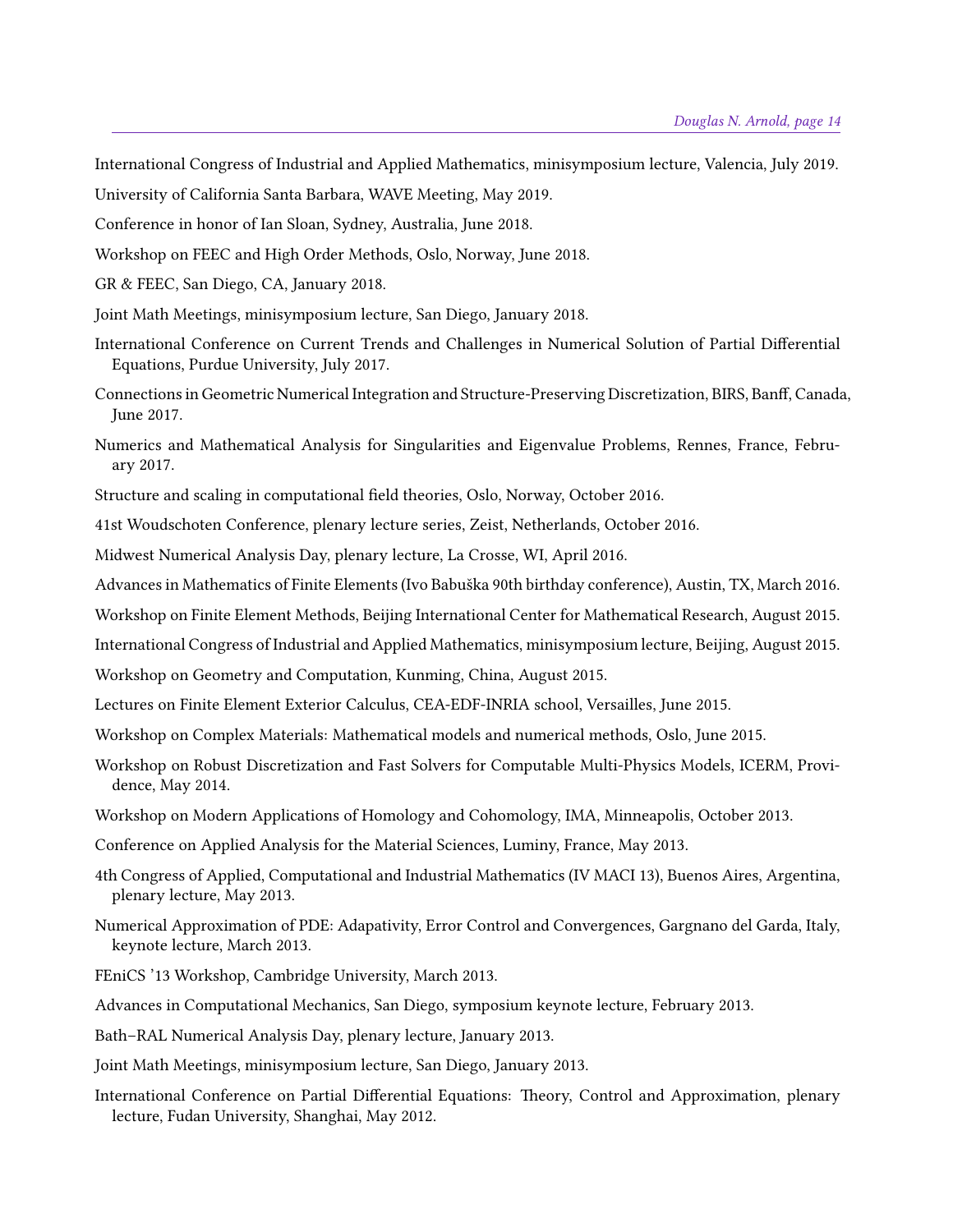International Congress of Industrial and Applied Mathematics, minisymposium lecture, Valencia, July 2019.

University of California Santa Barbara, WAVE Meeting, May 2019.

Conference in honor of Ian Sloan, Sydney, Australia, June 2018.

Workshop on FEEC and High Order Methods, Oslo, Norway, June 2018.

GR & FEEC, San Diego, CA, January 2018.

Joint Math Meetings, minisymposium lecture, San Diego, January 2018.

International Conference on Current Trends and Challenges in Numerical Solution of Partial Differential Equations, Purdue University, July 2017.

Connections in Geometric Numerical Integration and Structure-Preserving Discretization, BIRS, Banff, Canada, June 2017.

Numerics and Mathematical Analysis for Singularities and Eigenvalue Problems, Rennes, France, February 2017.

Structure and scaling in computational field theories, Oslo, Norway, October 2016.

41st Woudschoten Conference, plenary lecture series, Zeist, Netherlands, October 2016.

Midwest Numerical Analysis Day, plenary lecture, La Crosse, WI, April 2016.

Advances in Mathematics of Finite Elements (Ivo Babuška 90th birthday conference), Austin, TX, March 2016.

Workshop on Finite Element Methods, Beijing International Center for Mathematical Research, August 2015.

International Congress of Industrial and Applied Mathematics, minisymposium lecture, Beijing, August 2015.

Workshop on Geometry and Computation, Kunming, China, August 2015.

Lectures on Finite Element Exterior Calculus, CEA-EDF-INRIA school, Versailles, June 2015.

Workshop on Complex Materials: Mathematical models and numerical methods, Oslo, June 2015.

Workshop on Robust Discretization and Fast Solvers for Computable Multi-Physics Models, ICERM, Providence, May 2014.

Workshop on Modern Applications of Homology and Cohomology, IMA, Minneapolis, October 2013.

Conference on Applied Analysis for the Material Sciences, Luminy, France, May 2013.

4th Congress of Applied, Computational and Industrial Mathematics (IV MACI 13), Buenos Aires, Argentina, plenary lecture, May 2013.

Numerical Approximation of PDE: Adapativity, Error Control and Convergences, Gargnano del Garda, Italy, keynote lecture, March 2013.

FEniCS '13 Workshop, Cambridge University, March 2013.

Advances in Computational Mechanics, San Diego, symposium keynote lecture, February 2013.

Bath–RAL Numerical Analysis Day, plenary lecture, January 2013.

Joint Math Meetings, minisymposium lecture, San Diego, January 2013.

International Conference on Partial Differential Equations: Theory, Control and Approximation, plenary lecture, Fudan University, Shanghai, May 2012.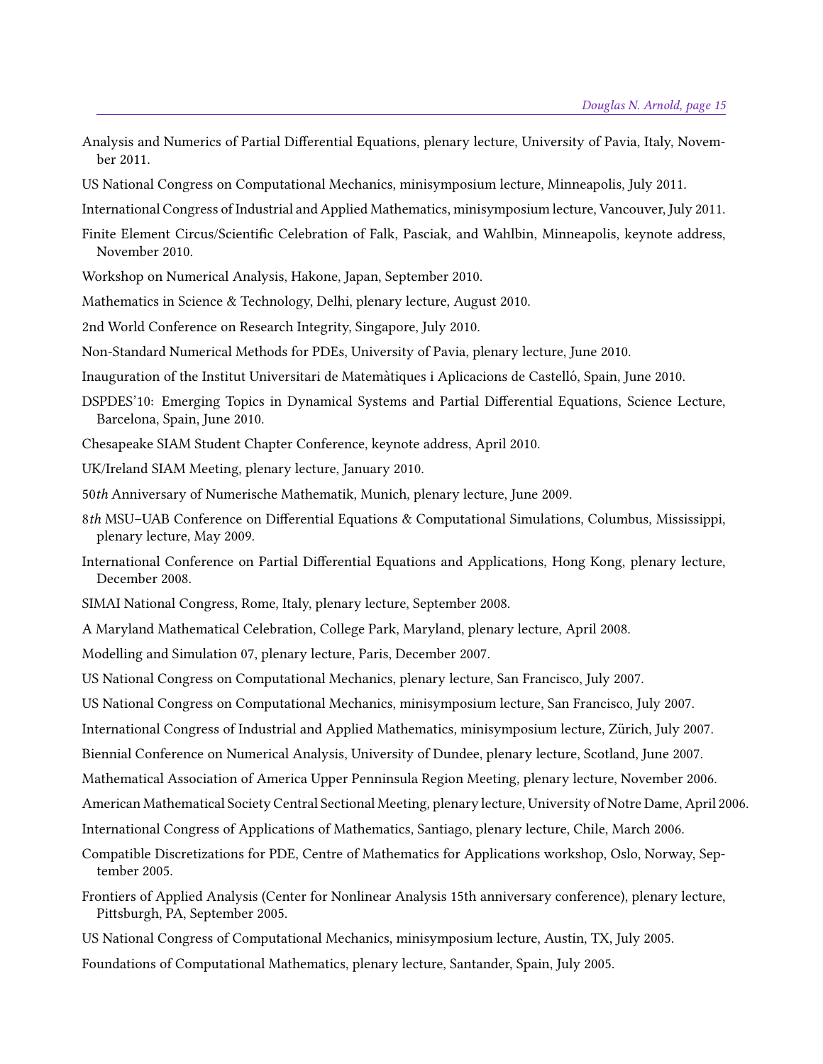Analysis and Numerics of Partial Differential Equations, plenary lecture, University of Pavia, Italy, November 2011.

US National Congress on Computational Mechanics, minisymposium lecture, Minneapolis, July 2011.

International Congress of Industrial and Applied Mathematics, minisymposium lecture, Vancouver, July 2011.

Finite Element Circus/Scientific Celebration of Falk, Pasciak, and Wahlbin, Minneapolis, keynote address, November 2010.

Workshop on Numerical Analysis, Hakone, Japan, September 2010.

Mathematics in Science & Technology, Delhi, plenary lecture, August 2010.

2nd World Conference on Research Integrity, Singapore, July 2010.

Non-Standard Numerical Methods for PDEs, University of Pavia, plenary lecture, June 2010.

Inauguration of the Institut Universitari de Matemàtiques i Aplicacions de Castelló, Spain, June 2010.

DSPDES'10: Emerging Topics in Dynamical Systems and Partial Differential Equations, Science Lecture, Barcelona, Spain, June 2010.

Chesapeake SIAM Student Chapter Conference, keynote address, April 2010.

UK/Ireland SIAM Meeting, plenary lecture, January 2010.

50*th* Anniversary of Numerische Mathematik, Munich, plenary lecture, June 2009.

8*th* MSU–UAB Conference on Differential Equations & Computational Simulations, Columbus, Mississippi, plenary lecture, May 2009.

International Conference on Partial Differential Equations and Applications, Hong Kong, plenary lecture, December 2008.

SIMAI National Congress, Rome, Italy, plenary lecture, September 2008.

A Maryland Mathematical Celebration, College Park, Maryland, plenary lecture, April 2008.

Modelling and Simulation 07, plenary lecture, Paris, December 2007.

US National Congress on Computational Mechanics, plenary lecture, San Francisco, July 2007.

US National Congress on Computational Mechanics, minisymposium lecture, San Francisco, July 2007.

International Congress of Industrial and Applied Mathematics, minisymposium lecture, Zürich, July 2007.

Biennial Conference on Numerical Analysis, University of Dundee, plenary lecture, Scotland, June 2007.

Mathematical Association of America Upper Penninsula Region Meeting, plenary lecture, November 2006.

American Mathematical Society Central Sectional Meeting, plenary lecture, University of Notre Dame, April 2006.

International Congress of Applications of Mathematics, Santiago, plenary lecture, Chile, March 2006.

Compatible Discretizations for PDE, Centre of Mathematics for Applications workshop, Oslo, Norway, September 2005.

Frontiers of Applied Analysis (Center for Nonlinear Analysis 15th anniversary conference), plenary lecture, Pittsburgh, PA, September 2005.

US National Congress of Computational Mechanics, minisymposium lecture, Austin, TX, July 2005.

Foundations of Computational Mathematics, plenary lecture, Santander, Spain, July 2005.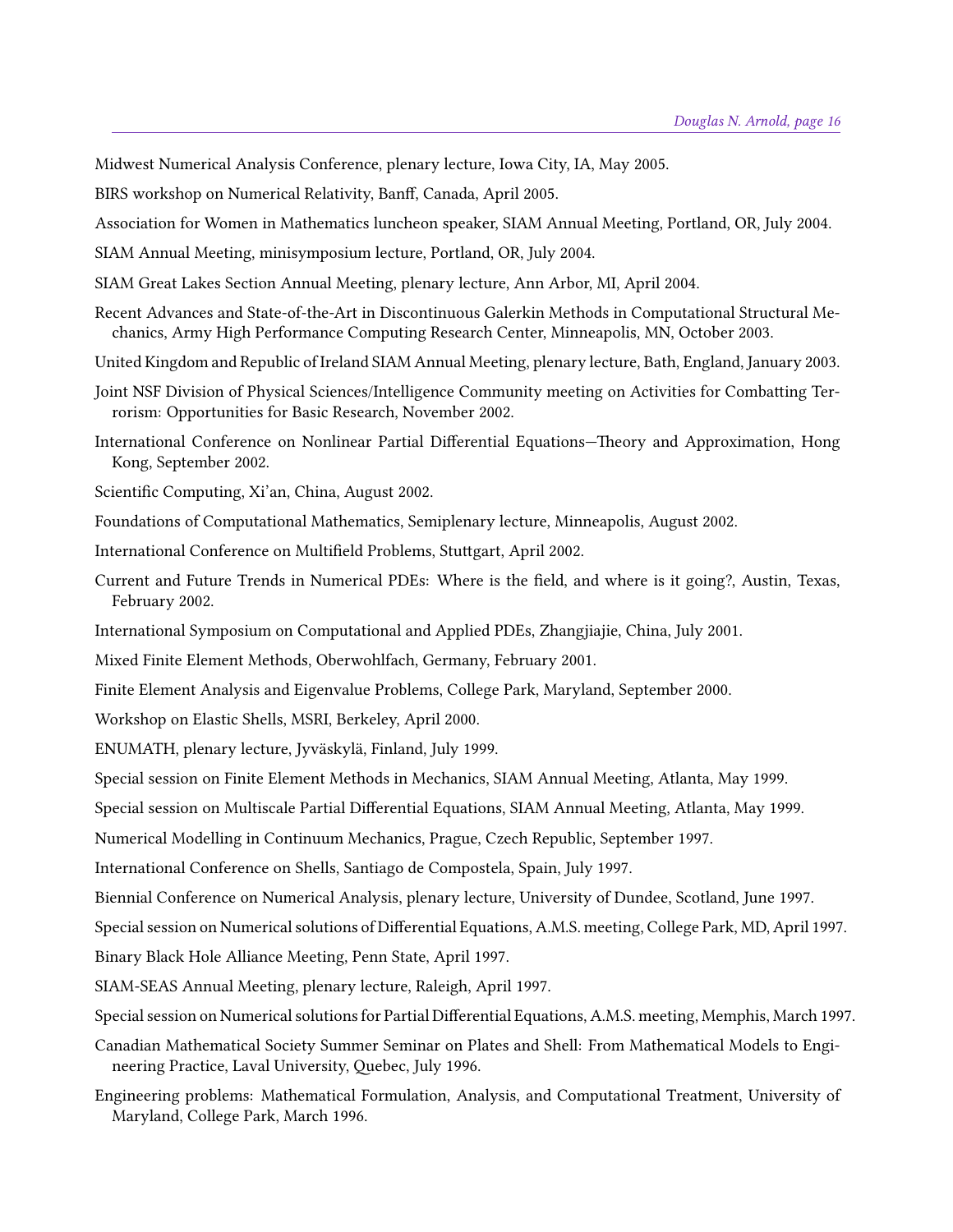Midwest Numerical Analysis Conference, plenary lecture, Iowa City, IA, May 2005.

BIRS workshop on Numerical Relativity, Banff, Canada, April 2005.

Association for Women in Mathematics luncheon speaker, SIAM Annual Meeting, Portland, OR, July 2004.

SIAM Annual Meeting, minisymposium lecture, Portland, OR, July 2004.

SIAM Great Lakes Section Annual Meeting, plenary lecture, Ann Arbor, MI, April 2004.

Recent Advances and State-of-the-Art in Discontinuous Galerkin Methods in Computational Structural Mechanics, Army High Performance Computing Research Center, Minneapolis, MN, October 2003.

United Kingdom and Republic of Ireland SIAM Annual Meeting, plenary lecture, Bath, England, January 2003.

Joint NSF Division of Physical Sciences/Intelligence Community meeting on Activities for Combatting Terrorism: Opportunities for Basic Research, November 2002.

International Conference on Nonlinear Partial Differential Equations—Theory and Approximation, Hong Kong, September 2002.

Scientific Computing, Xi'an, China, August 2002.

Foundations of Computational Mathematics, Semiplenary lecture, Minneapolis, August 2002.

International Conference on Multifield Problems, Stuttgart, April 2002.

Current and Future Trends in Numerical PDEs: Where is the field, and where is it going?, Austin, Texas, February 2002.

International Symposium on Computational and Applied PDEs, Zhangjiajie, China, July 2001.

Mixed Finite Element Methods, Oberwohlfach, Germany, February 2001.

Finite Element Analysis and Eigenvalue Problems, College Park, Maryland, September 2000.

Workshop on Elastic Shells, MSRI, Berkeley, April 2000.

ENUMATH, plenary lecture, Jyväskylä, Finland, July 1999.

Special session on Finite Element Methods in Mechanics, SIAM Annual Meeting, Atlanta, May 1999.

Special session on Multiscale Partial Differential Equations, SIAM Annual Meeting, Atlanta, May 1999.

Numerical Modelling in Continuum Mechanics, Prague, Czech Republic, September 1997.

International Conference on Shells, Santiago de Compostela, Spain, July 1997.

Biennial Conference on Numerical Analysis, plenary lecture, University of Dundee, Scotland, June 1997.

Special session on Numerical solutions of Differential Equations, A.M.S. meeting, College Park, MD, April 1997.

Binary Black Hole Alliance Meeting, Penn State, April 1997.

SIAM-SEAS Annual Meeting, plenary lecture, Raleigh, April 1997.

Special session on Numerical solutions for Partial Differential Equations, A.M.S. meeting, Memphis, March 1997.

Canadian Mathematical Society Summer Seminar on Plates and Shell: From Mathematical Models to Engineering Practice, Laval University, Quebec, July 1996.

Engineering problems: Mathematical Formulation, Analysis, and Computational Treatment, University of Maryland, College Park, March 1996.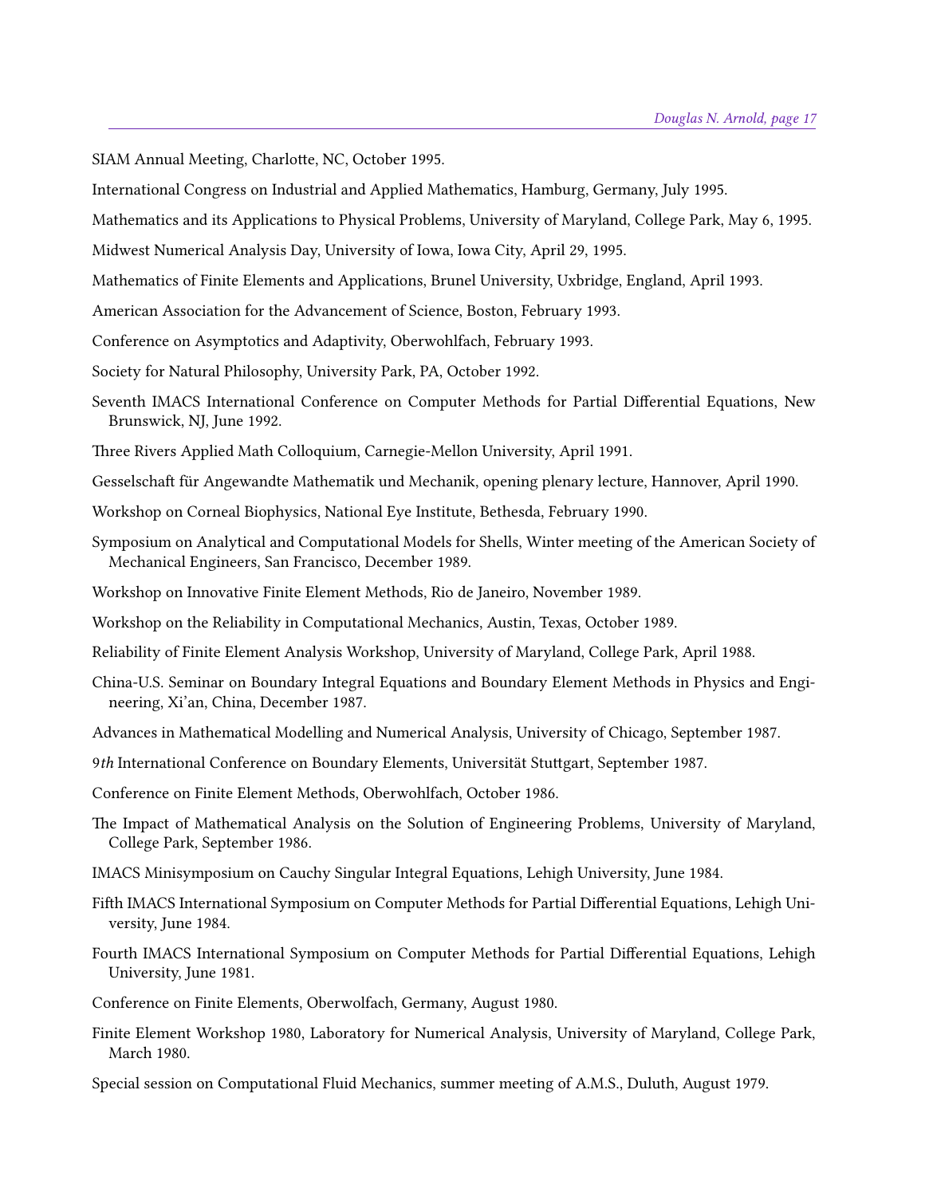SIAM Annual Meeting, Charlotte, NC, October 1995.

International Congress on Industrial and Applied Mathematics, Hamburg, Germany, July 1995.

Mathematics and its Applications to Physical Problems, University of Maryland, College Park, May 6, 1995.

Midwest Numerical Analysis Day, University of Iowa, Iowa City, April 29, 1995.

Mathematics of Finite Elements and Applications, Brunel University, Uxbridge, England, April 1993.

American Association for the Advancement of Science, Boston, February 1993.

Conference on Asymptotics and Adaptivity, Oberwohlfach, February 1993.

Society for Natural Philosophy, University Park, PA, October 1992.

Seventh IMACS International Conference on Computer Methods for Partial Differential Equations, New Brunswick, NJ, June 1992.

Three Rivers Applied Math Colloquium, Carnegie-Mellon University, April 1991.

Gesselschaft für Angewandte Mathematik und Mechanik, opening plenary lecture, Hannover, April 1990.

Workshop on Corneal Biophysics, National Eye Institute, Bethesda, February 1990.

Symposium on Analytical and Computational Models for Shells, Winter meeting of the American Society of Mechanical Engineers, San Francisco, December 1989.

Workshop on Innovative Finite Element Methods, Rio de Janeiro, November 1989.

Workshop on the Reliability in Computational Mechanics, Austin, Texas, October 1989.

Reliability of Finite Element Analysis Workshop, University of Maryland, College Park, April 1988.

China-U.S. Seminar on Boundary Integral Equations and Boundary Element Methods in Physics and Engineering, Xi'an, China, December 1987.

Advances in Mathematical Modelling and Numerical Analysis, University of Chicago, September 1987.

9*th* International Conference on Boundary Elements, Universität Stuttgart, September 1987.

Conference on Finite Element Methods, Oberwohlfach, October 1986.

The Impact of Mathematical Analysis on the Solution of Engineering Problems, University of Maryland, College Park, September 1986.

IMACS Minisymposium on Cauchy Singular Integral Equations, Lehigh University, June 1984.

Fifth IMACS International Symposium on Computer Methods for Partial Differential Equations, Lehigh University, June 1984.

Fourth IMACS International Symposium on Computer Methods for Partial Differential Equations, Lehigh University, June 1981.

Conference on Finite Elements, Oberwolfach, Germany, August 1980.

Finite Element Workshop 1980, Laboratory for Numerical Analysis, University of Maryland, College Park, March 1980.

Special session on Computational Fluid Mechanics, summer meeting of A.M.S., Duluth, August 1979.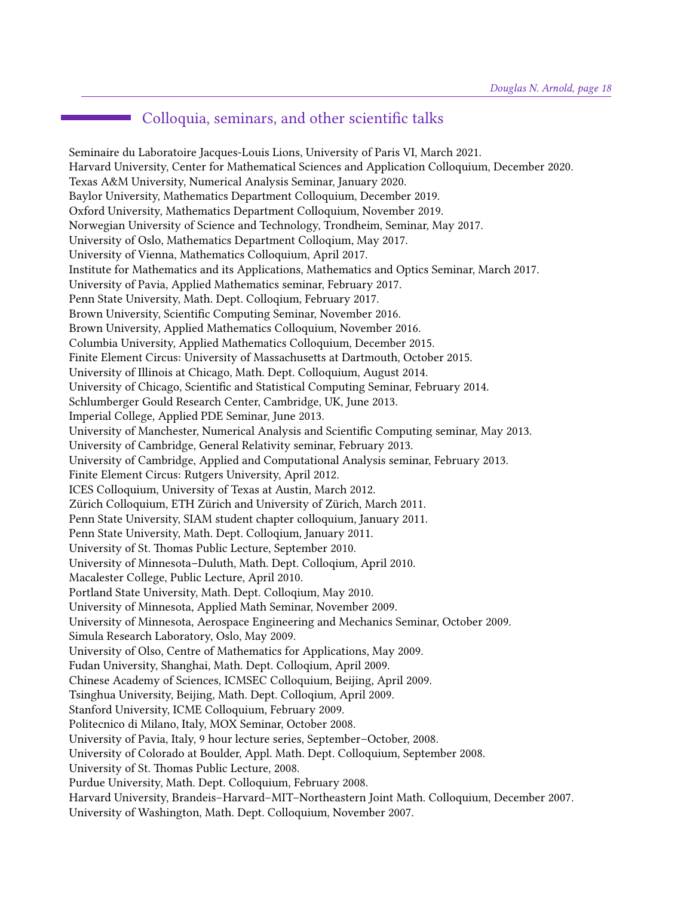## Colloquia, seminars, and other scientific talks

Seminaire du Laboratoire Jacques-Louis Lions, University of Paris VI, March 2021.
Harvard University, Center for Mathematical Sciences and Application Colloquium, December 2020.
Texas A&M University, Numerical Analysis Seminar, January 2020.
Baylor University, Mathematics Department Colloquium, December 2019.
Oxford University, Mathematics Department Colloquium, November 2019.
Norwegian University of Science and Technology, Trondheim, Seminar, May 2017.
University of Oslo, Mathematics Department Colloqium, May 2017.
University of Vienna, Mathematics Colloquium, April 2017.
Institute for Mathematics and its Applications, Mathematics and Optics Seminar, March 2017.
University of Pavia, Applied Mathematics seminar, February 2017.
Penn State University, Math. Dept. Colloqium, February 2017.
Brown University, Scientific Computing Seminar, November 2016.
Brown University, Applied Mathematics Colloquium, November 2016.
Columbia University, Applied Mathematics Colloquium, December 2015.
Finite Element Circus: University of Massachusetts at Dartmouth, October 2015.
University of Illinois at Chicago, Math. Dept. Colloquium, August 2014.
University of Chicago, Scientific and Statistical Computing Seminar, February 2014.
Schlumberger Gould Research Center, Cambridge, UK, June 2013.
Imperial College, Applied PDE Seminar, June 2013.
University of Manchester, Numerical Analysis and Scientific Computing seminar, May 2013.
University of Cambridge, General Relativity seminar, February 2013.
University of Cambridge, Applied and Computational Analysis seminar, February 2013.
Finite Element Circus: Rutgers University, April 2012.
ICES Colloquium, University of Texas at Austin, March 2012.
Zürich Colloquium, ETH Zürich and University of Zürich, March 2011.
Penn State University, SIAM student chapter colloquium, January 2011.
Penn State University, Math. Dept. Colloqium, January 2011.
University of St. Thomas Public Lecture, September 2010.
University of Minnesota–Duluth, Math. Dept. Colloqium, April 2010.
Macalester College, Public Lecture, April 2010.
Portland State University, Math. Dept. Colloqium, May 2010.
University of Minnesota, Applied Math Seminar, November 2009.
University of Minnesota, Aerospace Engineering and Mechanics Seminar, October 2009.
Simula Research Laboratory, Oslo, May 2009.
University of Olso, Centre of Mathematics for Applications, May 2009.
Fudan University, Shanghai, Math. Dept. Colloqium, April 2009.
Chinese Academy of Sciences, ICMSEC Colloquium, Beijing, April 2009.
Tsinghua University, Beijing, Math. Dept. Colloqium, April 2009.
Stanford University, ICME Colloquium, February 2009.
Politecnico di Milano, Italy, MOX Seminar, October 2008.
University of Pavia, Italy, 9 hour lecture series, September–October, 2008.
University of Colorado at Boulder, Appl. Math. Dept. Colloquium, September 2008.
University of St. Thomas Public Lecture, 2008.
Purdue University, Math. Dept. Colloquium, February 2008.
Harvard University, Brandeis–Harvard–MIT–Northeastern Joint Math. Colloquium, December 2007.
University of Washington, Math. Dept. Colloquium, November 2007.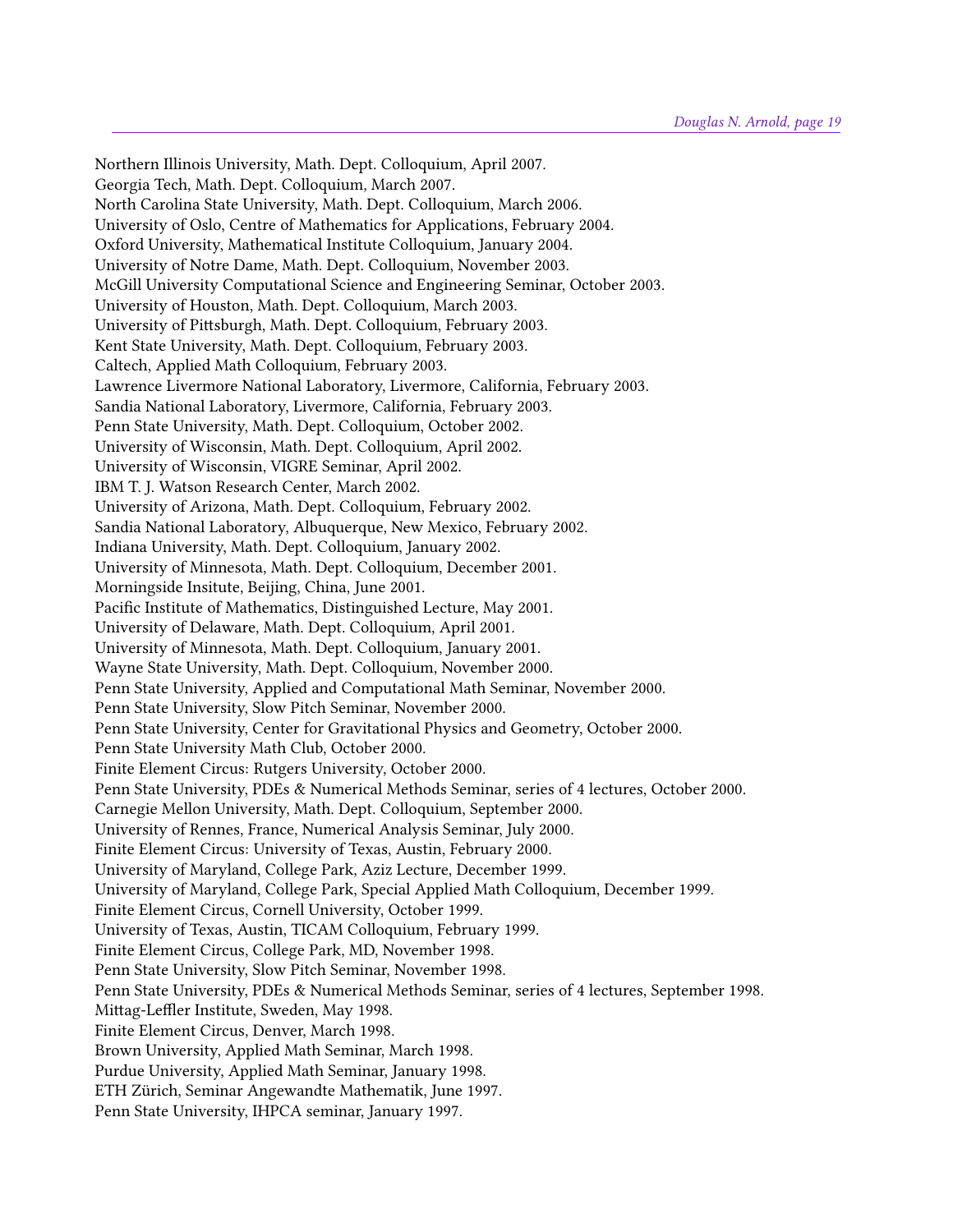Northern Illinois University, Math. Dept. Colloquium, April 2007.
Georgia Tech, Math. Dept. Colloquium, March 2007.
North Carolina State University, Math. Dept. Colloquium, March 2006.
University of Oslo, Centre of Mathematics for Applications, February 2004.
Oxford University, Mathematical Institute Colloquium, January 2004.
University of Notre Dame, Math. Dept. Colloquium, November 2003.
McGill University Computational Science and Engineering Seminar, October 2003.
University of Houston, Math. Dept. Colloquium, March 2003.
University of Pittsburgh, Math. Dept. Colloquium, February 2003.
Kent State University, Math. Dept. Colloquium, February 2003.
Caltech, Applied Math Colloquium, February 2003.
Lawrence Livermore National Laboratory, Livermore, California, February 2003.
Sandia National Laboratory, Livermore, California, February 2003.
Penn State University, Math. Dept. Colloquium, October 2002.
University of Wisconsin, Math. Dept. Colloquium, April 2002.
University of Wisconsin, VIGRE Seminar, April 2002.
IBM T. J. Watson Research Center, March 2002.
University of Arizona, Math. Dept. Colloquium, February 2002.
Sandia National Laboratory, Albuquerque, New Mexico, February 2002.
Indiana University, Math. Dept. Colloquium, January 2002.
University of Minnesota, Math. Dept. Colloquium, December 2001.
Morningside Insitute, Beijing, China, June 2001.
Pacific Institute of Mathematics, Distinguished Lecture, May 2001.
University of Delaware, Math. Dept. Colloquium, April 2001.
University of Minnesota, Math. Dept. Colloquium, January 2001.
Wayne State University, Math. Dept. Colloquium, November 2000.
Penn State University, Applied and Computational Math Seminar, November 2000.
Penn State University, Slow Pitch Seminar, November 2000.
Penn State University, Center for Gravitational Physics and Geometry, October 2000.
Penn State University Math Club, October 2000.
Finite Element Circus: Rutgers University, October 2000.
Penn State University, PDEs & Numerical Methods Seminar, series of 4 lectures, October 2000.
Carnegie Mellon University, Math. Dept. Colloquium, September 2000.
University of Rennes, France, Numerical Analysis Seminar, July 2000.
Finite Element Circus: University of Texas, Austin, February 2000.
University of Maryland, College Park, Aziz Lecture, December 1999.
University of Maryland, College Park, Special Applied Math Colloquium, December 1999.
Finite Element Circus, Cornell University, October 1999.
University of Texas, Austin, TICAM Colloquium, February 1999.
Finite Element Circus, College Park, MD, November 1998.
Penn State University, Slow Pitch Seminar, November 1998.
Penn State University, PDEs & Numerical Methods Seminar, series of 4 lectures, September 1998.
Mittag-Leffler Institute, Sweden, May 1998.
Finite Element Circus, Denver, March 1998.
Brown University, Applied Math Seminar, March 1998.
Purdue University, Applied Math Seminar, January 1998.
ETH Zürich, Seminar Angewandte Mathematik, June 1997.
Penn State University, IHPCA seminar, January 1997.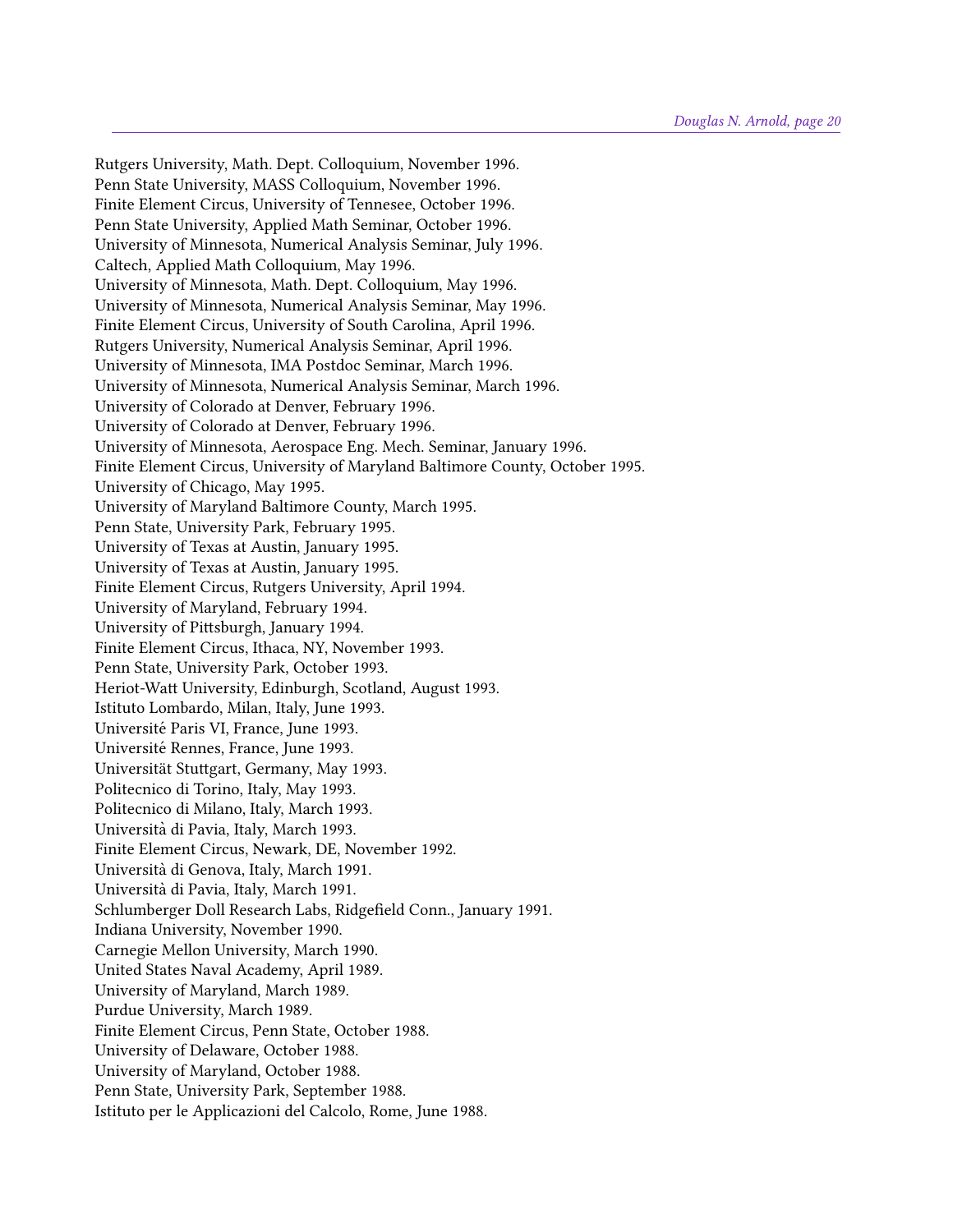Rutgers University, Math. Dept. Colloquium, November 1996.
Penn State University, MASS Colloquium, November 1996.
Finite Element Circus, University of Tennesee, October 1996.
Penn State University, Applied Math Seminar, October 1996.
University of Minnesota, Numerical Analysis Seminar, July 1996.
Caltech, Applied Math Colloquium, May 1996.
University of Minnesota, Math. Dept. Colloquium, May 1996.
University of Minnesota, Numerical Analysis Seminar, May 1996.
Finite Element Circus, University of South Carolina, April 1996.
Rutgers University, Numerical Analysis Seminar, April 1996.
University of Minnesota, IMA Postdoc Seminar, March 1996.
University of Minnesota, Numerical Analysis Seminar, March 1996.
University of Colorado at Denver, February 1996.
University of Colorado at Denver, February 1996.
University of Minnesota, Aerospace Eng. Mech. Seminar, January 1996.
Finite Element Circus, University of Maryland Baltimore County, October 1995.
University of Chicago, May 1995.
University of Maryland Baltimore County, March 1995.
Penn State, University Park, February 1995.
University of Texas at Austin, January 1995.
University of Texas at Austin, January 1995.
Finite Element Circus, Rutgers University, April 1994.
University of Maryland, February 1994.
University of Pittsburgh, January 1994.
Finite Element Circus, Ithaca, NY, November 1993.
Penn State, University Park, October 1993.
Heriot-Watt University, Edinburgh, Scotland, August 1993.
Istituto Lombardo, Milan, Italy, June 1993.
Université Paris VI, France, June 1993.
Université Rennes, France, June 1993.
Universität Stuttgart, Germany, May 1993.
Politecnico di Torino, Italy, May 1993.
Politecnico di Milano, Italy, March 1993.
Università di Pavia, Italy, March 1993.
Finite Element Circus, Newark, DE, November 1992.
Università di Genova, Italy, March 1991.
Università di Pavia, Italy, March 1991.
Schlumberger Doll Research Labs, Ridgefield Conn., January 1991.
Indiana University, November 1990.
Carnegie Mellon University, March 1990.
United States Naval Academy, April 1989.
University of Maryland, March 1989.
Purdue University, March 1989.
Finite Element Circus, Penn State, October 1988.
University of Delaware, October 1988.
University of Maryland, October 1988.
Penn State, University Park, September 1988.
Istituto per le Applicazioni del Calcolo, Rome, June 1988.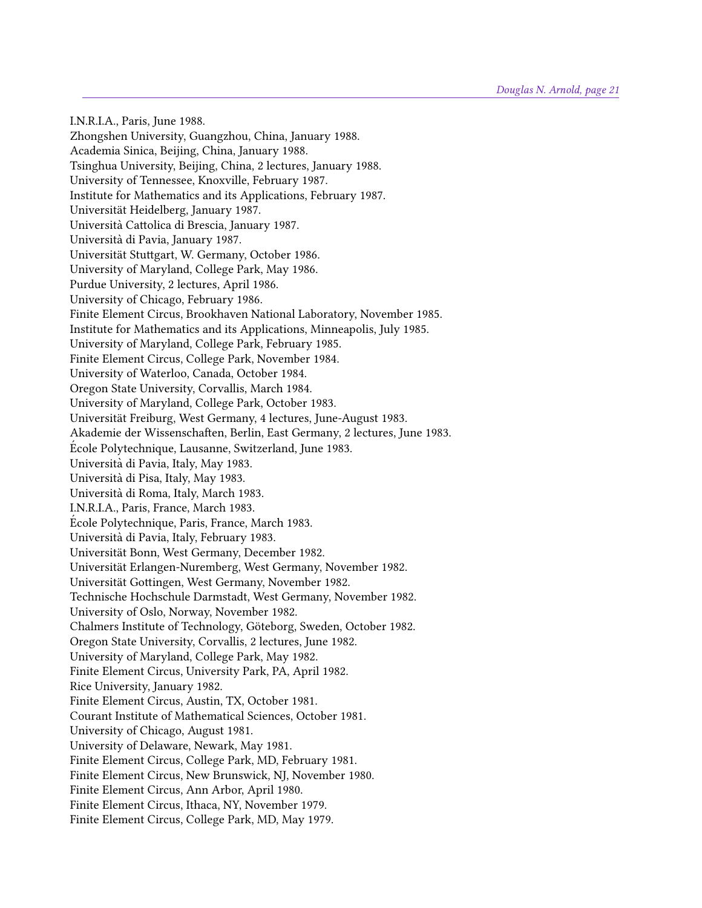I.N.R.I.A., Paris, June 1988.
Zhongshen University, Guangzhou, China, January 1988.
Academia Sinica, Beijing, China, January 1988.
Tsinghua University, Beijing, China, 2 lectures, January 1988.
University of Tennessee, Knoxville, February 1987.
Institute for Mathematics and its Applications, February 1987.
Universität Heidelberg, January 1987.
Università Cattolica di Brescia, January 1987.
Università di Pavia, January 1987.
Universität Stuttgart, W. Germany, October 1986.
University of Maryland, College Park, May 1986.
Purdue University, 2 lectures, April 1986.
University of Chicago, February 1986.
Finite Element Circus, Brookhaven National Laboratory, November 1985.
Institute for Mathematics and its Applications, Minneapolis, July 1985.
University of Maryland, College Park, February 1985.
Finite Element Circus, College Park, November 1984.
University of Waterloo, Canada, October 1984.
Oregon State University, Corvallis, March 1984.
University of Maryland, College Park, October 1983.
Universität Freiburg, West Germany, 4 lectures, June-August 1983.
Akademie der Wissenschaften, Berlin, East Germany, 2 lectures, June 1983.
École Polytechnique, Lausanne, Switzerland, June 1983.
Università di Pavia, Italy, May 1983.
Università di Pisa, Italy, May 1983.
Università di Roma, Italy, March 1983.
I.N.R.I.A., Paris, France, March 1983.
École Polytechnique, Paris, France, March 1983.
Università di Pavia, Italy, February 1983.
Universität Bonn, West Germany, December 1982.
Universität Erlangen-Nuremberg, West Germany, November 1982.
Universität Gottingen, West Germany, November 1982.
Technische Hochschule Darmstadt, West Germany, November 1982.
University of Oslo, Norway, November 1982.
Chalmers Institute of Technology, Göteborg, Sweden, October 1982.
Oregon State University, Corvallis, 2 lectures, June 1982.
University of Maryland, College Park, May 1982.
Finite Element Circus, University Park, PA, April 1982.
Rice University, January 1982.
Finite Element Circus, Austin, TX, October 1981.
Courant Institute of Mathematical Sciences, October 1981.
University of Chicago, August 1981.
University of Delaware, Newark, May 1981.
Finite Element Circus, College Park, MD, February 1981.
Finite Element Circus, New Brunswick, NJ, November 1980.
Finite Element Circus, Ann Arbor, April 1980.
Finite Element Circus, Ithaca, NY, November 1979.
Finite Element Circus, College Park, MD, May 1979.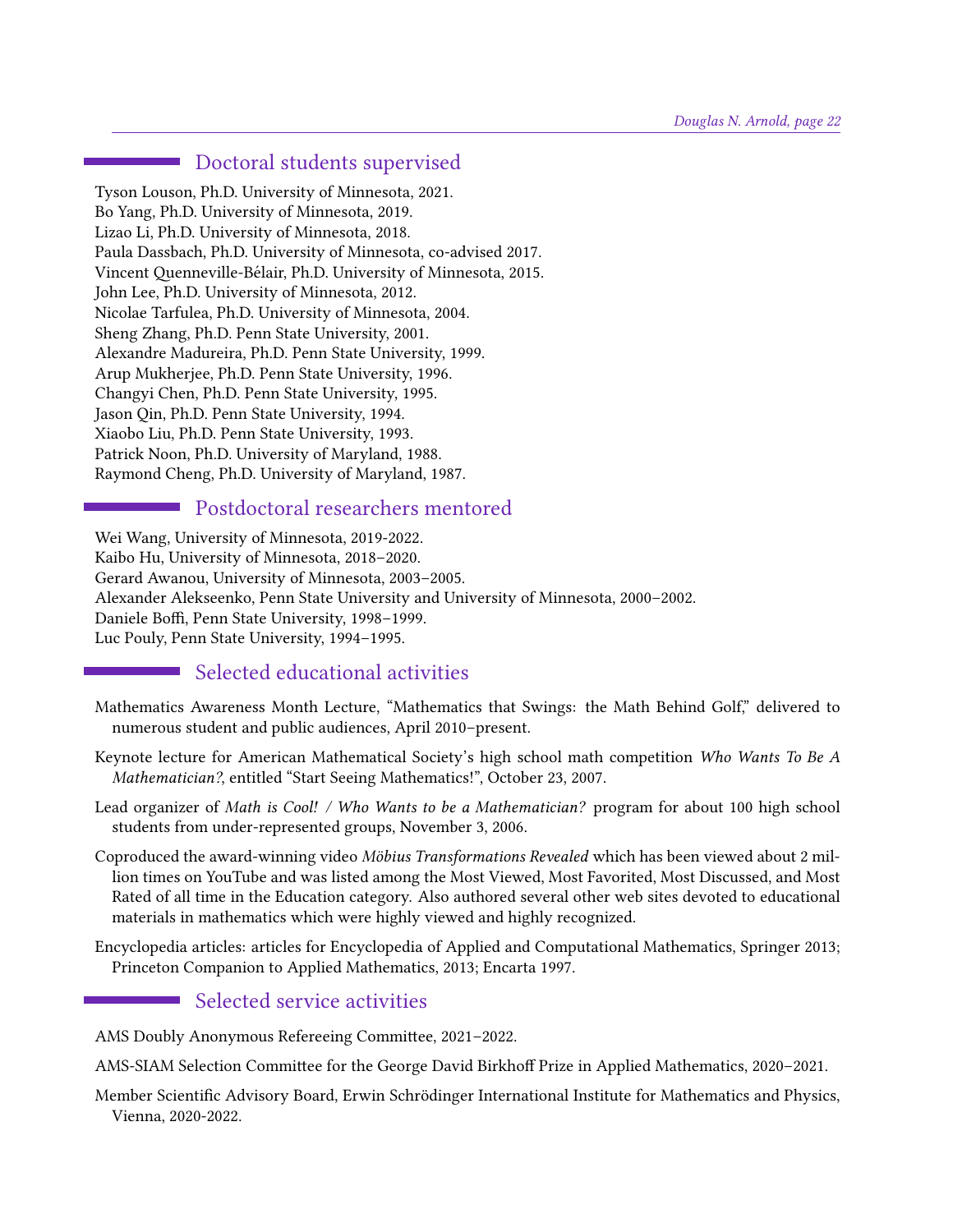## Doctoral students supervised

Tyson Louson, Ph.D. University of Minnesota, 2021.
Bo Yang, Ph.D. University of Minnesota, 2019.
Lizao Li, Ph.D. University of Minnesota, 2018.
Paula Dassbach, Ph.D. University of Minnesota, co-advised 2017.
Vincent Quenneville-Bélair, Ph.D. University of Minnesota, 2015.
John Lee, Ph.D. University of Minnesota, 2012.
Nicolae Tarfulea, Ph.D. University of Minnesota, 2004.
Sheng Zhang, Ph.D. Penn State University, 2001.
Alexandre Madureira, Ph.D. Penn State University, 1999.
Arup Mukherjee, Ph.D. Penn State University, 1996.
Changyi Chen, Ph.D. Penn State University, 1995.
Jason Qin, Ph.D. Penn State University, 1994.
Xiaobo Liu, Ph.D. Penn State University, 1993.
Patrick Noon, Ph.D. University of Maryland, 1988.
Raymond Cheng, Ph.D. University of Maryland, 1987.

## Postdoctoral researchers mentored

Wei Wang, University of Minnesota, 2019-2022.
Kaibo Hu, University of Minnesota, 2018–2020.
Gerard Awanou, University of Minnesota, 2003–2005.
Alexander Alekseenko, Penn State University and University of Minnesota, 2000–2002.
Daniele Boffi, Penn State University, 1998–1999.
Luc Pouly, Penn State University, 1994–1995.

## Selected educational activities

Mathematics Awareness Month Lecture, “Mathematics that Swings: the Math Behind Golf,” delivered to numerous student and public audiences, April 2010–present.

Keynote lecture for American Mathematical Society’s high school math competition *Who Wants To Be A Mathematician?*, entitled “Start Seeing Mathematics!”, October 23, 2007.

Lead organizer of *Math is Cool! / Who Wants to be a Mathematician?* program for about 100 high school students from under-represented groups, November 3, 2006.

Coproduced the award-winning video *Möbius Transformations Revealed* which has been viewed about 2 million times on YouTube and was listed among the Most Viewed, Most Favorited, Most Discussed, and Most Rated of all time in the Education category. Also authored several other web sites devoted to educational materials in mathematics which were highly viewed and highly recognized.

Encyclopedia articles: articles for Encyclopedia of Applied and Computational Mathematics, Springer 2013; Princeton Companion to Applied Mathematics, 2013; Encarta 1997.

## Selected service activities

AMS Doubly Anonymous Refereeing Committee, 2021–2022.

AMS-SIAM Selection Committee for the George David Birkhoff Prize in Applied Mathematics, 2020–2021.

Member Scientific Advisory Board, Erwin Schrödinger International Institute for Mathematics and Physics, Vienna, 2020-2022.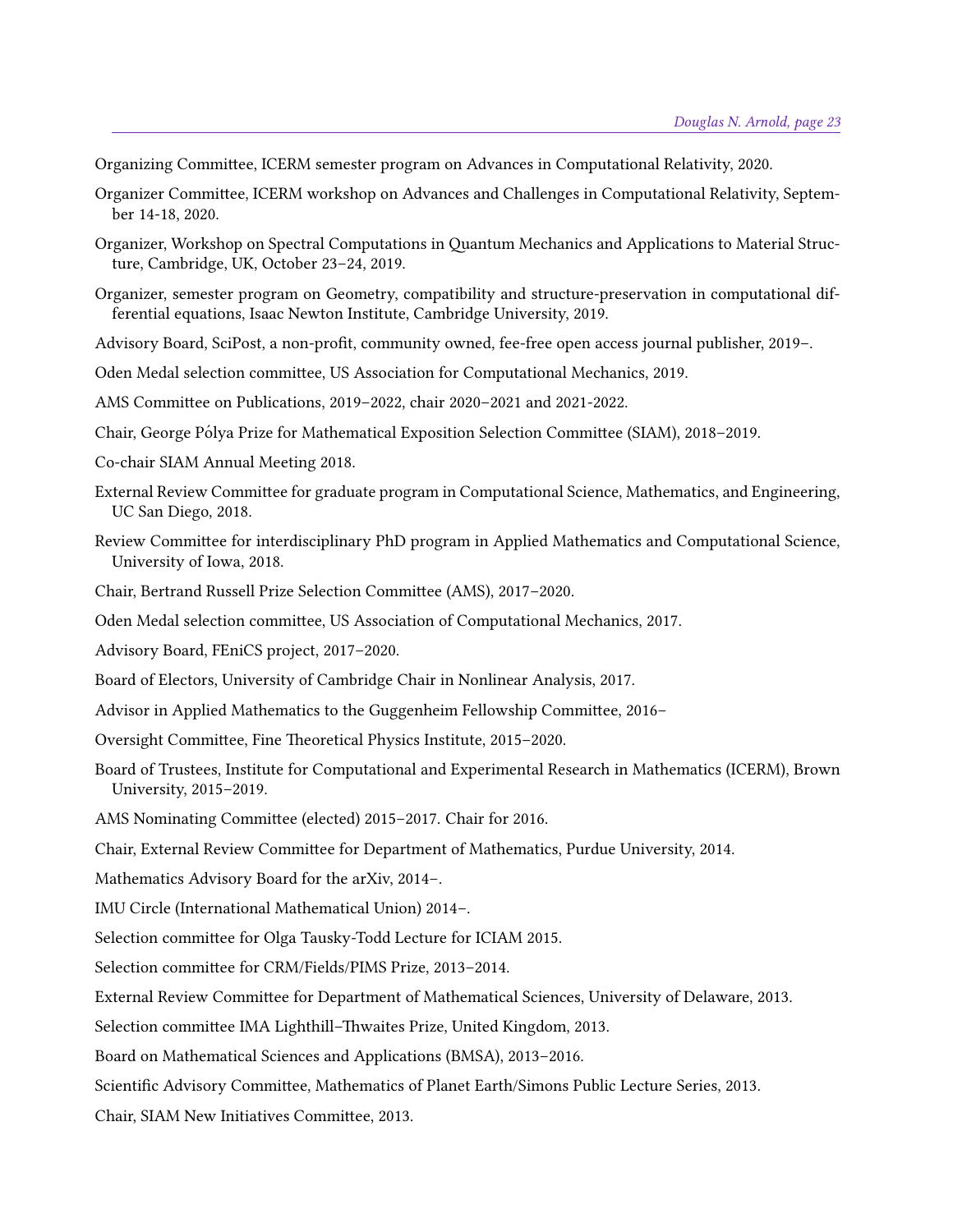Organizing Committee, ICERM semester program on Advances in Computational Relativity, 2020.

Organizer Committee, ICERM workshop on Advances and Challenges in Computational Relativity, September 14-18, 2020.

Organizer, Workshop on Spectral Computations in Quantum Mechanics and Applications to Material Structure, Cambridge, UK, October 23–24, 2019.

Organizer, semester program on Geometry, compatibility and structure-preservation in computational differential equations, Isaac Newton Institute, Cambridge University, 2019.

Advisory Board, SciPost, a non-profit, community owned, fee-free open access journal publisher, 2019–.

Oden Medal selection committee, US Association for Computational Mechanics, 2019.

AMS Committee on Publications, 2019–2022, chair 2020–2021 and 2021-2022.

Chair, George Pólya Prize for Mathematical Exposition Selection Committee (SIAM), 2018–2019.

Co-chair SIAM Annual Meeting 2018.

External Review Committee for graduate program in Computational Science, Mathematics, and Engineering, UC San Diego, 2018.

Review Committee for interdisciplinary PhD program in Applied Mathematics and Computational Science, University of Iowa, 2018.

Chair, Bertrand Russell Prize Selection Committee (AMS), 2017–2020.

Oden Medal selection committee, US Association of Computational Mechanics, 2017.

Advisory Board, FEniCS project, 2017–2020.

Board of Electors, University of Cambridge Chair in Nonlinear Analysis, 2017.

Advisor in Applied Mathematics to the Guggenheim Fellowship Committee, 2016–

Oversight Committee, Fine Theoretical Physics Institute, 2015–2020.

Board of Trustees, Institute for Computational and Experimental Research in Mathematics (ICERM), Brown University, 2015–2019.

AMS Nominating Committee (elected) 2015–2017. Chair for 2016.

Chair, External Review Committee for Department of Mathematics, Purdue University, 2014.

Mathematics Advisory Board for the arXiv, 2014–.

IMU Circle (International Mathematical Union) 2014–.

Selection committee for Olga Tausky-Todd Lecture for ICIAM 2015.

Selection committee for CRM/Fields/PIMS Prize, 2013–2014.

External Review Committee for Department of Mathematical Sciences, University of Delaware, 2013.

Selection committee IMA Lighthill–Thwaites Prize, United Kingdom, 2013.

Board on Mathematical Sciences and Applications (BMSA), 2013–2016.

Scientific Advisory Committee, Mathematics of Planet Earth/Simons Public Lecture Series, 2013.

Chair, SIAM New Initiatives Committee, 2013.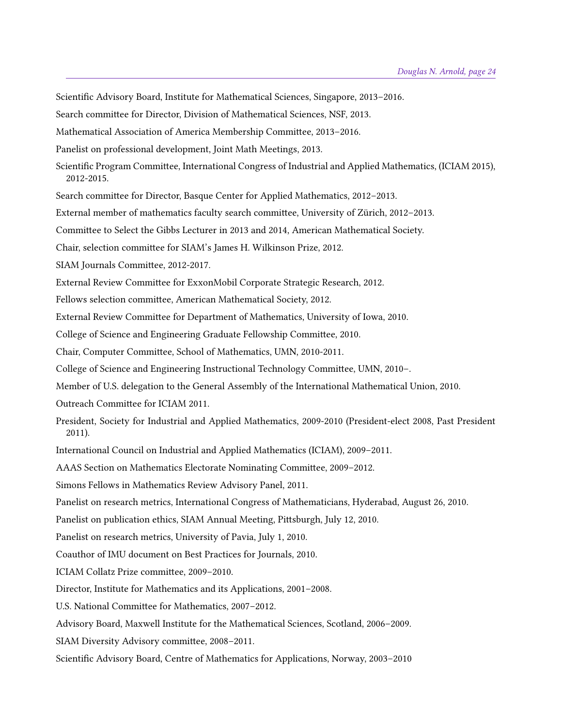Scientific Advisory Board, Institute for Mathematical Sciences, Singapore, 2013–2016.

Search committee for Director, Division of Mathematical Sciences, NSF, 2013.

Mathematical Association of America Membership Committee, 2013–2016.

Panelist on professional development, Joint Math Meetings, 2013.

Scientific Program Committee, International Congress of Industrial and Applied Mathematics, (ICIAM 2015), 2012-2015.

Search committee for Director, Basque Center for Applied Mathematics, 2012–2013.

External member of mathematics faculty search committee, University of Zürich, 2012–2013.

Committee to Select the Gibbs Lecturer in 2013 and 2014, American Mathematical Society.

Chair, selection committee for SIAM's James H. Wilkinson Prize, 2012.

SIAM Journals Committee, 2012-2017.

External Review Committee for ExxonMobil Corporate Strategic Research, 2012.

Fellows selection committee, American Mathematical Society, 2012.

External Review Committee for Department of Mathematics, University of Iowa, 2010.

College of Science and Engineering Graduate Fellowship Committee, 2010.

Chair, Computer Committee, School of Mathematics, UMN, 2010-2011.

College of Science and Engineering Instructional Technology Committee, UMN, 2010–.

Member of U.S. delegation to the General Assembly of the International Mathematical Union, 2010.

Outreach Committee for ICIAM 2011.

President, Society for Industrial and Applied Mathematics, 2009-2010 (President-elect 2008, Past President 2011).

International Council on Industrial and Applied Mathematics (ICIAM), 2009–2011.

AAAS Section on Mathematics Electorate Nominating Committee, 2009–2012.

Simons Fellows in Mathematics Review Advisory Panel, 2011.

Panelist on research metrics, International Congress of Mathematicians, Hyderabad, August 26, 2010.

Panelist on publication ethics, SIAM Annual Meeting, Pittsburgh, July 12, 2010.

Panelist on research metrics, University of Pavia, July 1, 2010.

Coauthor of IMU document on Best Practices for Journals, 2010.

ICIAM Collatz Prize committee, 2009–2010.

Director, Institute for Mathematics and its Applications, 2001–2008.

U.S. National Committee for Mathematics, 2007–2012.

Advisory Board, Maxwell Institute for the Mathematical Sciences, Scotland, 2006–2009.

SIAM Diversity Advisory committee, 2008–2011.

Scientific Advisory Board, Centre of Mathematics for Applications, Norway, 2003–2010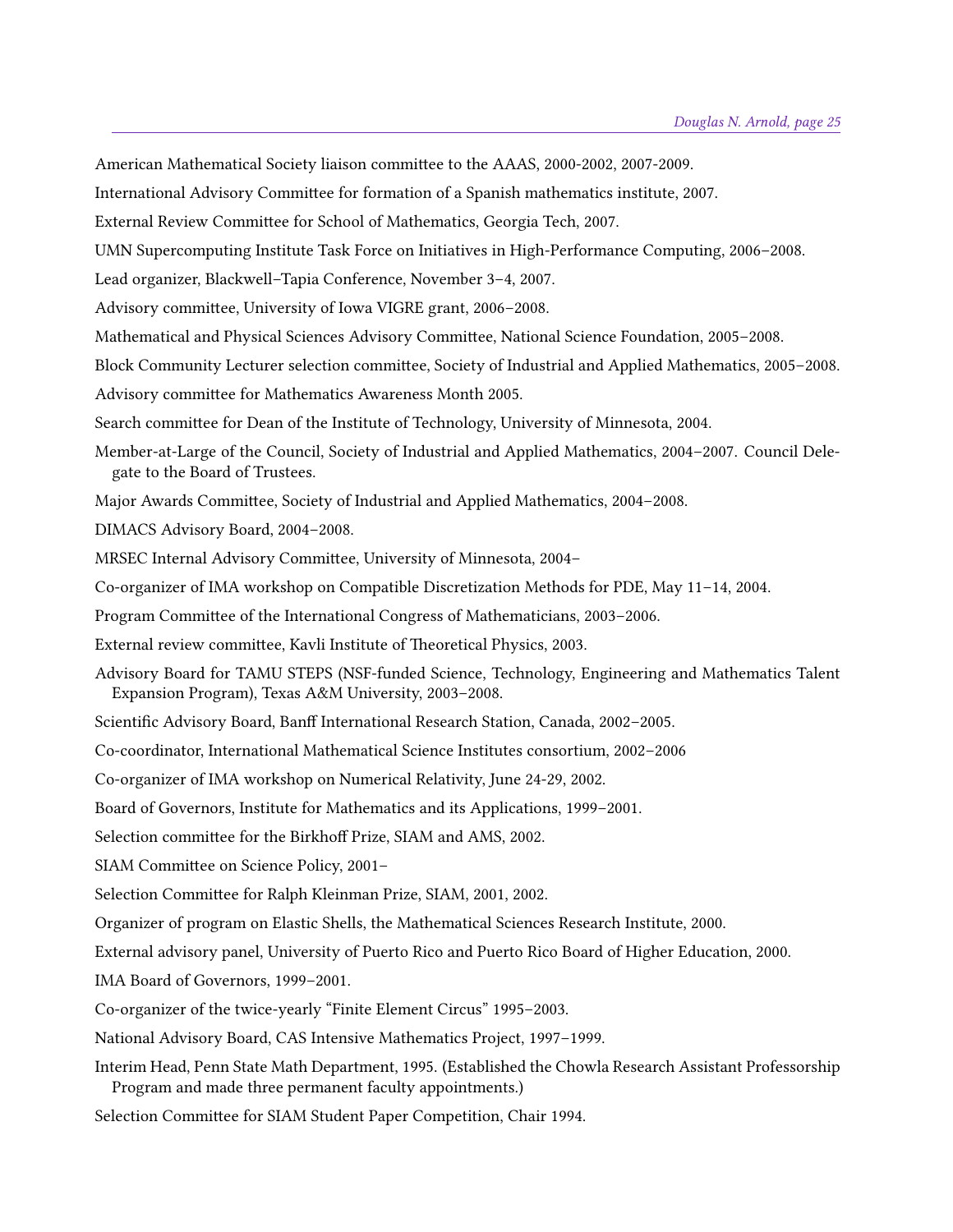American Mathematical Society liaison committee to the AAAS, 2000-2002, 2007-2009.

International Advisory Committee for formation of a Spanish mathematics institute, 2007.

External Review Committee for School of Mathematics, Georgia Tech, 2007.

UMN Supercomputing Institute Task Force on Initiatives in High-Performance Computing, 2006–2008.

Lead organizer, Blackwell–Tapia Conference, November 3–4, 2007.

Advisory committee, University of Iowa VIGRE grant, 2006–2008.

Mathematical and Physical Sciences Advisory Committee, National Science Foundation, 2005–2008.

Block Community Lecturer selection committee, Society of Industrial and Applied Mathematics, 2005–2008.

Advisory committee for Mathematics Awareness Month 2005.

Search committee for Dean of the Institute of Technology, University of Minnesota, 2004.

Member-at-Large of the Council, Society of Industrial and Applied Mathematics, 2004–2007. Council Delegate to the Board of Trustees.

Major Awards Committee, Society of Industrial and Applied Mathematics, 2004–2008.

DIMACS Advisory Board, 2004–2008.

MRSEC Internal Advisory Committee, University of Minnesota, 2004–

Co-organizer of IMA workshop on Compatible Discretization Methods for PDE, May 11–14, 2004.

Program Committee of the International Congress of Mathematicians, 2003–2006.

External review committee, Kavli Institute of Theoretical Physics, 2003.

Advisory Board for TAMU STEPS (NSF-funded Science, Technology, Engineering and Mathematics Talent Expansion Program), Texas A&M University, 2003–2008.

Scientific Advisory Board, Banff International Research Station, Canada, 2002–2005.

Co-coordinator, International Mathematical Science Institutes consortium, 2002–2006

Co-organizer of IMA workshop on Numerical Relativity, June 24-29, 2002.

Board of Governors, Institute for Mathematics and its Applications, 1999–2001.

Selection committee for the Birkhoff Prize, SIAM and AMS, 2002.

SIAM Committee on Science Policy, 2001–

Selection Committee for Ralph Kleinman Prize, SIAM, 2001, 2002.

Organizer of program on Elastic Shells, the Mathematical Sciences Research Institute, 2000.

External advisory panel, University of Puerto Rico and Puerto Rico Board of Higher Education, 2000.

IMA Board of Governors, 1999–2001.

Co-organizer of the twice-yearly "Finite Element Circus" 1995–2003.

National Advisory Board, CAS Intensive Mathematics Project, 1997–1999.

Interim Head, Penn State Math Department, 1995. (Established the Chowla Research Assistant Professorship Program and made three permanent faculty appointments.)

Selection Committee for SIAM Student Paper Competition, Chair 1994.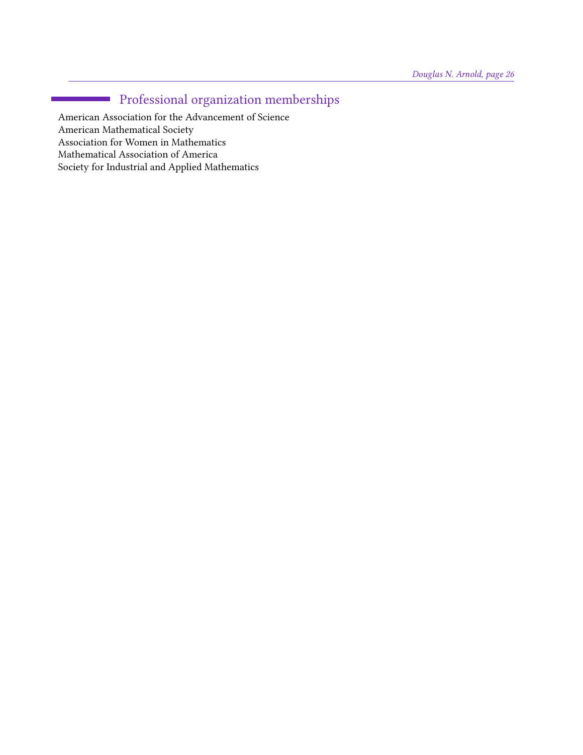## Professional organization memberships

American Association for the Advancement of Science
American Mathematical Society
Association for Women in Mathematics
Mathematical Association of America
Society for Industrial and Applied Mathematics